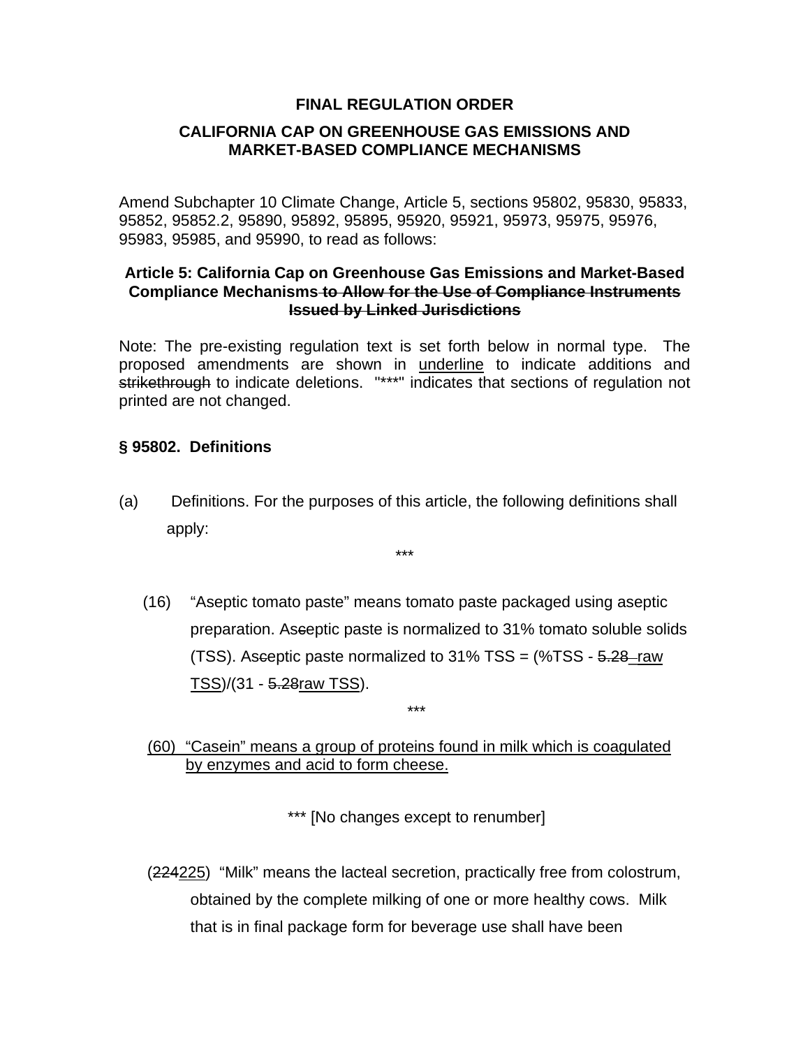**FINAL REGULATION ORDER**

**CALIFORNIA CAP ON GREENHOUSE GAS EMISSIONS AND MARKET-BASED COMPLIANCE MECHANISMS**

Amend Subchapter 10 Climate Change, Article 5, sections 95802, 95830, 95833, 95852, 95852.2, 95890, 95892, 95895, 95920, 95921, 95973, 95975, 95976, 95983, 95985, and 95990, to read as follows:

**Article 5: California Cap on Greenhouse Gas Emissions and Market-Based Compliance Mechanisms ~~to Allow for the Use of Compliance Instruments Issued by Linked Jurisdictions~~**

Note: The pre-existing regulation text is set forth below in normal type. The proposed amendments are shown in <u>underline</u> to indicate additions and ~~strikethrough~~ to indicate deletions. "***" indicates that sections of regulation not printed are not changed.

**§ 95802. Definitions**

(a) Definitions. For the purposes of this article, the following definitions shall apply:

***

(16) "Aseptic tomato paste" means tomato paste packaged using aseptic preparation. As~~c~~eptic paste is normalized to 31% tomato soluble solids (TSS). As~~c~~eptic paste normalized to 31% TSS = (%TSS - ~~5.28~~ <u>raw TSS</u>)/(31 - ~~5.28~~<u>raw TSS</u>).

***

<u>(60) "Casein" means a group of proteins found in milk which is coagulated by enzymes and acid to form cheese.</u>

*** [No changes except to renumber]

(~~224~~<u>225</u>) "Milk" means the lacteal secretion, practically free from colostrum, obtained by the complete milking of one or more healthy cows. Milk that is in final package form for beverage use shall have been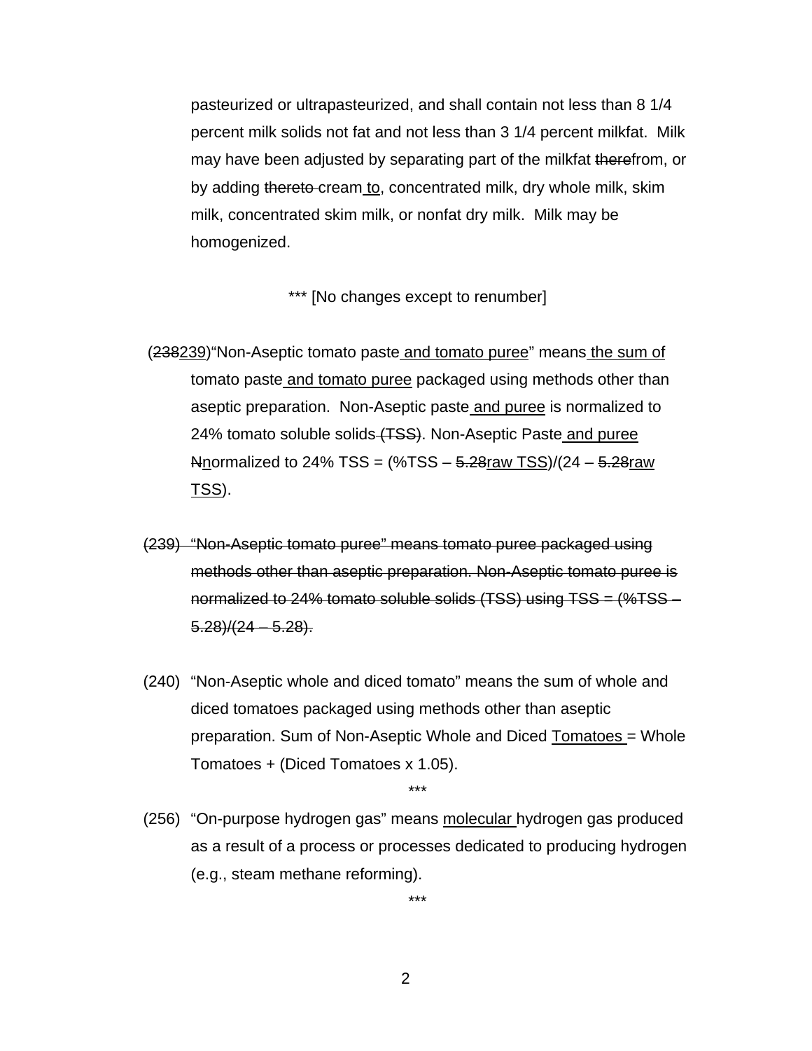pasteurized or ultrapasteurized, and shall contain not less than 8 1/4 percent milk solids not fat and not less than 3 1/4 percent milkfat. Milk may have been adjusted by separating part of the milkfat ~~there~~from, or by adding ~~thereto~~ cream <u>to</u>, concentrated milk, dry whole milk, skim milk, concentrated skim milk, or nonfat dry milk. Milk may be homogenized.

*** [No changes except to renumber]

(~~238~~<u>239</u>)"Non-Aseptic tomato paste<u> and tomato puree</u>" means<u> the sum of</u> tomato paste<u> and tomato puree</u> packaged using methods other than aseptic preparation. Non-Aseptic paste<u> and puree</u> is normalized to 24% tomato soluble solids~~ (TSS)~~. Non-Aseptic Paste<u> and puree</u> ~~N~~<u>n</u>ormalized to 24% TSS = (%TSS – ~~5.28~~<u>raw TSS</u>)/(24 – ~~5.28~~<u>raw TSS</u>).

~~(239) "Non-Aseptic tomato puree" means tomato puree packaged using methods other than aseptic preparation. Non-Aseptic tomato puree is normalized to 24% tomato soluble solids (TSS) using TSS = (%TSS – 5.28)/(24 – 5.28).~~

(240) "Non-Aseptic whole and diced tomato" means the sum of whole and diced tomatoes packaged using methods other than aseptic preparation. Sum of Non-Aseptic Whole and Diced <u>Tomatoes </u>= Whole Tomatoes + (Diced Tomatoes x 1.05).

***

(256) "On-purpose hydrogen gas" means <u>molecular </u>hydrogen gas produced as a result of a process or processes dedicated to producing hydrogen (e.g., steam methane reforming).

***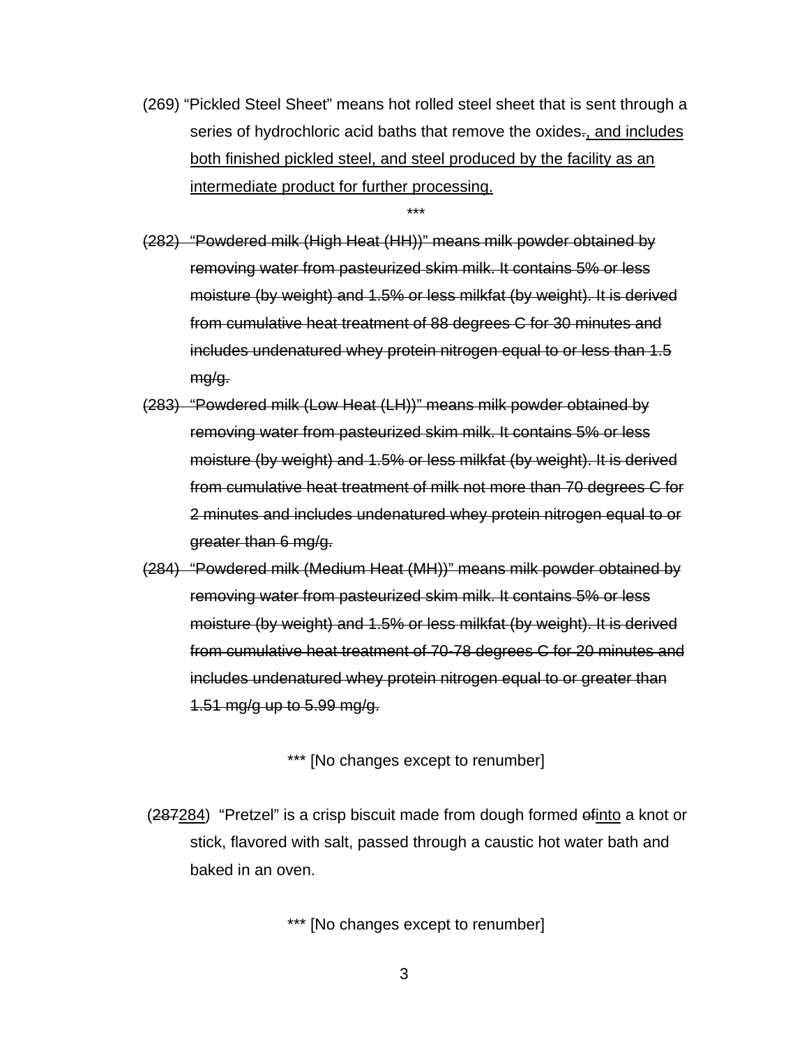(269) “Pickled Steel Sheet” means hot rolled steel sheet that is sent through a series of hydrochloric acid baths that remove the oxides~~.~~<u>, and includes both finished pickled steel, and steel produced by the facility as an intermediate product for further processing.</u>

\*\*\*

~~(282) “Powdered milk (High Heat (HH))” means milk powder obtained by removing water from pasteurized skim milk. It contains 5% or less moisture (by weight) and 1.5% or less milkfat (by weight). It is derived from cumulative heat treatment of 88 degrees C for 30 minutes and includes undenatured whey protein nitrogen equal to or less than 1.5 mg/g.~~

~~(283) “Powdered milk (Low Heat (LH))” means milk powder obtained by removing water from pasteurized skim milk. It contains 5% or less moisture (by weight) and 1.5% or less milkfat (by weight). It is derived from cumulative heat treatment of milk not more than 70 degrees C for 2 minutes and includes undenatured whey protein nitrogen equal to or greater than 6 mg/g.~~

~~(284) “Powdered milk (Medium Heat (MH))” means milk powder obtained by removing water from pasteurized skim milk. It contains 5% or less moisture (by weight) and 1.5% or less milkfat (by weight). It is derived from cumulative heat treatment of 70-78 degrees C for 20 minutes and includes undenatured whey protein nitrogen equal to or greater than 1.51 mg/g up to 5.99 mg/g.~~

\*\*\* [No changes except to renumber]

(~~287~~<u>284</u>) “Pretzel” is a crisp biscuit made from dough formed ~~of~~<u>into</u> a knot or stick, flavored with salt, passed through a caustic hot water bath and baked in an oven.

\*\*\* [No changes except to renumber]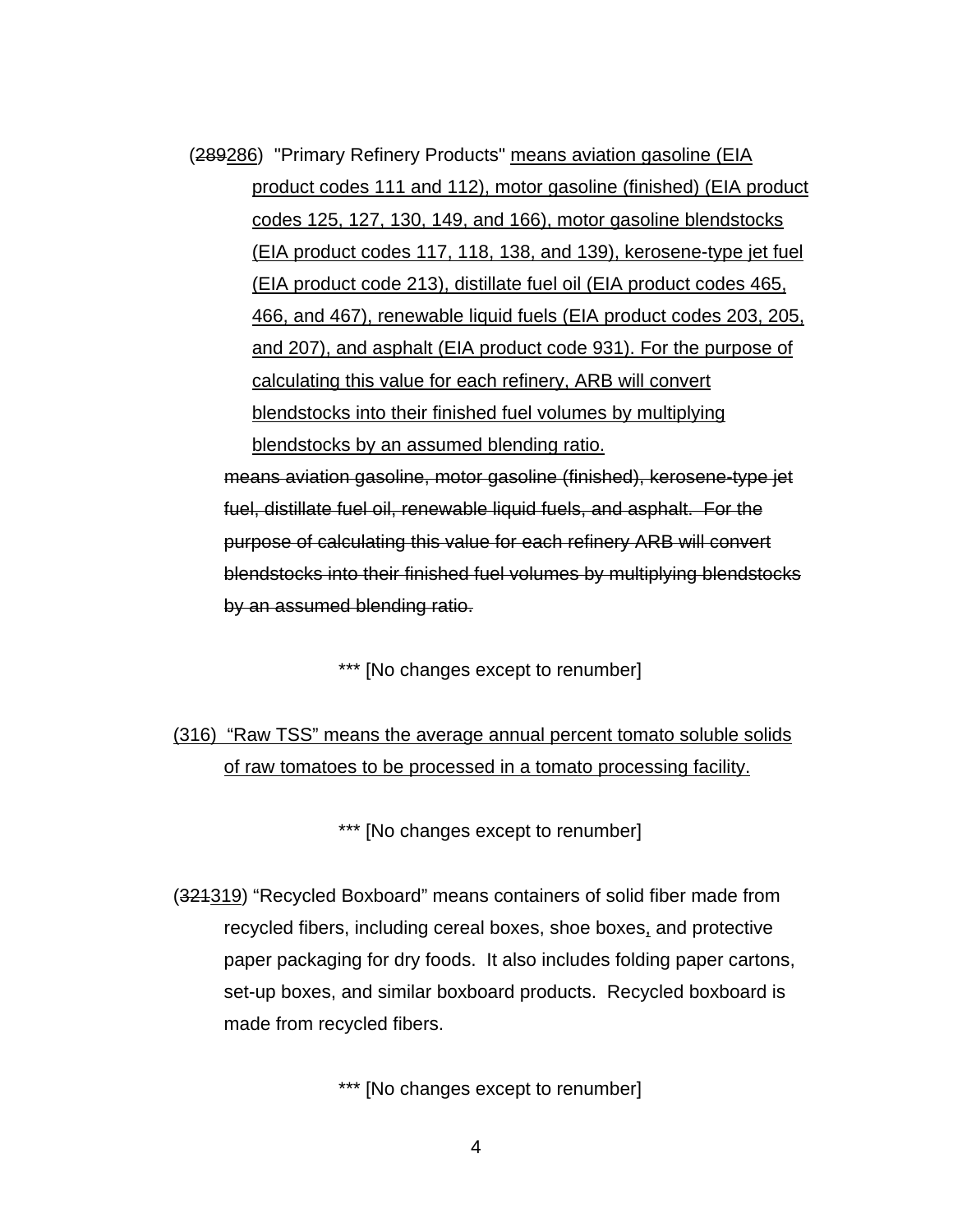(~~289~~<u>286</u>)  "Primary Refinery Products" <u>means aviation gasoline (EIA product codes 111 and 112), motor gasoline (finished) (EIA product codes 125, 127, 130, 149, and 166), motor gasoline blendstocks (EIA product codes 117, 118, 138, and 139), kerosene-type jet fuel (EIA product code 213), distillate fuel oil (EIA product codes 465, 466, and 467), renewable liquid fuels (EIA product codes 203, 205, and 207), and asphalt (EIA product code 931). For the purpose of calculating this value for each refinery, ARB will convert blendstocks into their finished fuel volumes by multiplying blendstocks by an assumed blending ratio.</u>

~~means aviation gasoline, motor gasoline (finished), kerosene-type jet fuel, distillate fuel oil, renewable liquid fuels, and asphalt.  For the purpose of calculating this value for each refinery ARB will convert blendstocks into their finished fuel volumes by multiplying blendstocks by an assumed blending ratio.~~

*** [No changes except to renumber]

<u>(316)  "Raw TSS" means the average annual percent tomato soluble solids of raw tomatoes to be processed in a tomato processing facility.</u>

*** [No changes except to renumber]

(~~321~~<u>319</u>) "Recycled Boxboard" means containers of solid fiber made from recycled fibers, including cereal boxes, shoe boxes<u>,</u> and protective paper packaging for dry foods.  It also includes folding paper cartons, set-up boxes, and similar boxboard products.  Recycled boxboard is made from recycled fibers.

*** [No changes except to renumber]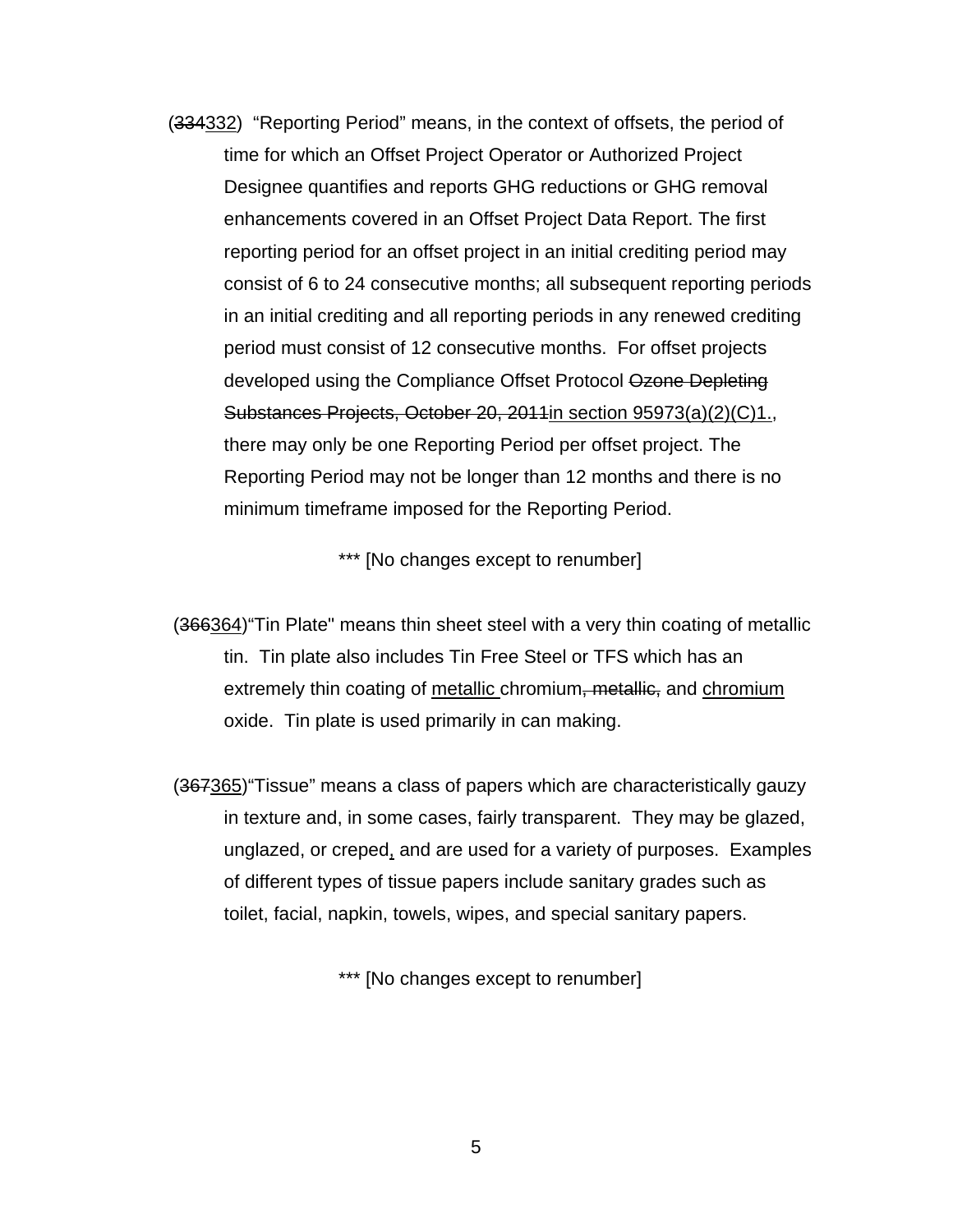(~~334~~<u>332</u>) "Reporting Period" means, in the context of offsets, the period of time for which an Offset Project Operator or Authorized Project Designee quantifies and reports GHG reductions or GHG removal enhancements covered in an Offset Project Data Report. The first reporting period for an offset project in an initial crediting period may consist of 6 to 24 consecutive months; all subsequent reporting periods in an initial crediting and all reporting periods in any renewed crediting period must consist of 12 consecutive months. For offset projects developed using the Compliance Offset Protocol ~~Ozone Depleting Substances Projects, October 20, 2011~~<u>in section 95973(a)(2)(C)1.</u>, there may only be one Reporting Period per offset project. The Reporting Period may not be longer than 12 months and there is no minimum timeframe imposed for the Reporting Period.

*** [No changes except to renumber]

(~~366~~<u>364</u>)"Tin Plate" means thin sheet steel with a very thin coating of metallic tin. Tin plate also includes Tin Free Steel or TFS which has an extremely thin coating of <u>metallic</u> chromium~~, metallic,~~ and <u>chromium</u> oxide. Tin plate is used primarily in can making.

(~~367~~<u>365</u>)"Tissue" means a class of papers which are characteristically gauzy in texture and, in some cases, fairly transparent. They may be glazed, unglazed, or creped<u>,</u> and are used for a variety of purposes. Examples of different types of tissue papers include sanitary grades such as toilet, facial, napkin, towels, wipes, and special sanitary papers.

*** [No changes except to renumber]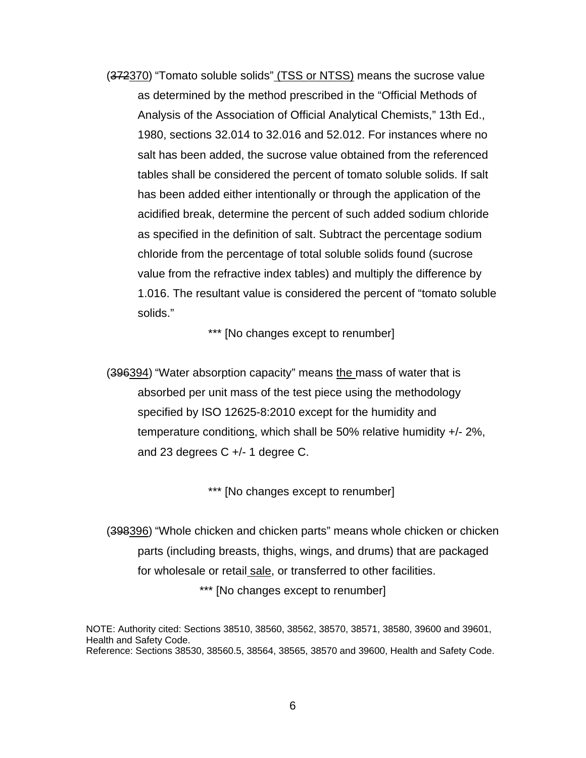(~~372~~370) “Tomato soluble solids” (TSS or NTSS) means the sucrose value as determined by the method prescribed in the “Official Methods of Analysis of the Association of Official Analytical Chemists,” 13th Ed., 1980, sections 32.014 to 32.016 and 52.012. For instances where no salt has been added, the sucrose value obtained from the referenced tables shall be considered the percent of tomato soluble solids. If salt has been added either intentionally or through the application of the acidified break, determine the percent of such added sodium chloride as specified in the definition of salt. Subtract the percentage sodium chloride from the percentage of total soluble solids found (sucrose value from the refractive index tables) and multiply the difference by 1.016. The resultant value is considered the percent of “tomato soluble solids.”

*** [No changes except to renumber]

(~~396~~394) “Water absorption capacity” means the mass of water that is absorbed per unit mass of the test piece using the methodology specified by ISO 12625-8:2010 except for the humidity and temperature conditions, which shall be 50% relative humidity +/- 2%, and 23 degrees C +/- 1 degree C.

*** [No changes except to renumber]

(~~398~~396) “Whole chicken and chicken parts” means whole chicken or chicken parts (including breasts, thighs, wings, and drums) that are packaged for wholesale or retail sale, or transferred to other facilities.

*** [No changes except to renumber]

NOTE: Authority cited: Sections 38510, 38560, 38562, 38570, 38571, 38580, 39600 and 39601, Health and Safety Code.
Reference: Sections 38530, 38560.5, 38564, 38565, 38570 and 39600, Health and Safety Code.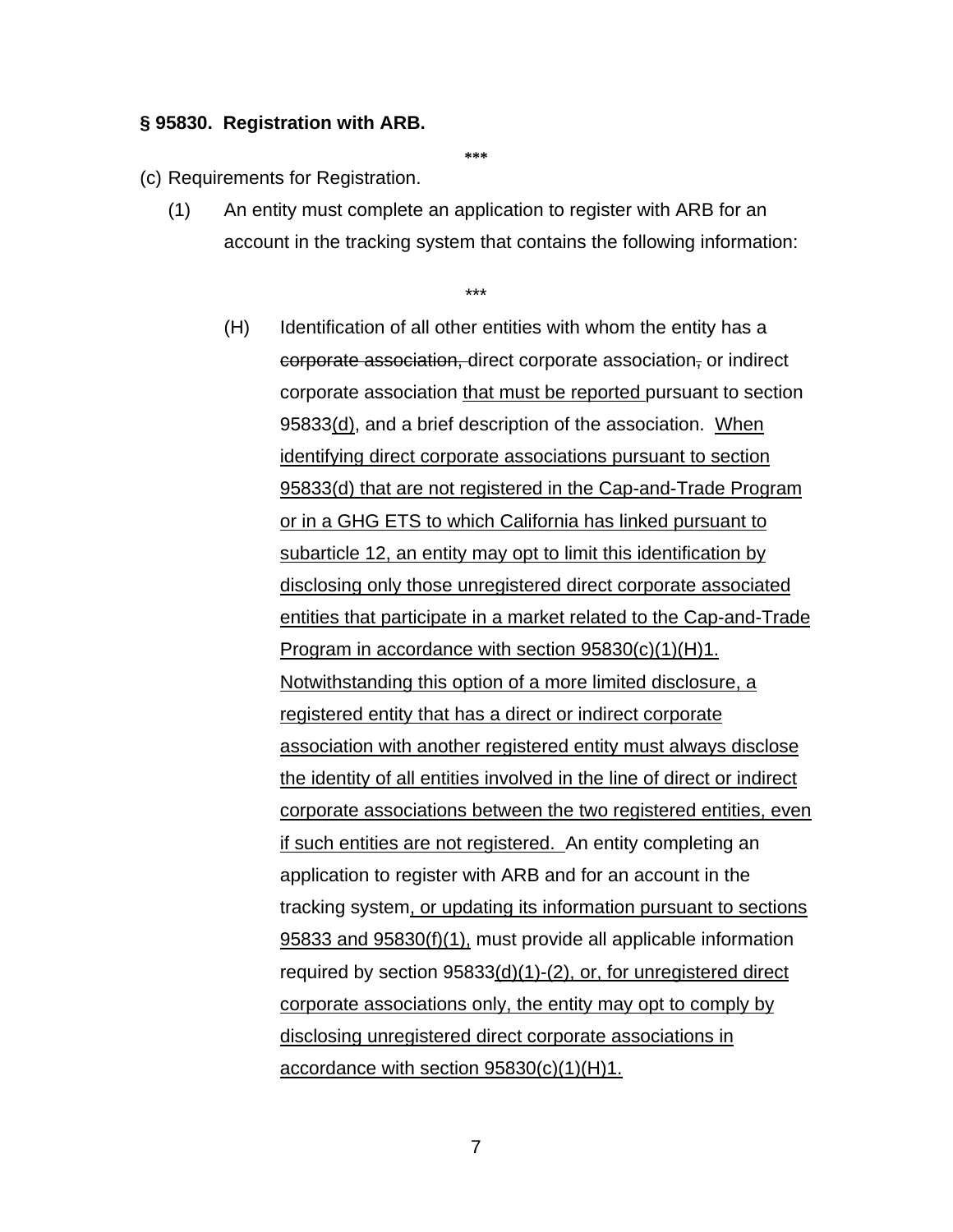**§ 95830. Registration with ARB.**

\*\*\*

(c) Requirements for Registration.

(1) An entity must complete an application to register with ARB for an account in the tracking system that contains the following information:

\*\*\*

(H) Identification of all other entities with whom the entity has a ~~corporate association,~~ direct corporate association~~,~~ or indirect corporate association <u>that must be reported</u> pursuant to section 95833<u>(d)</u>, and a brief description of the association. <u>When identifying direct corporate associations pursuant to section 95833(d) that are not registered in the Cap-and-Trade Program or in a GHG ETS to which California has linked pursuant to subarticle 12, an entity may opt to limit this identification by disclosing only those unregistered direct corporate associated entities that participate in a market related to the Cap-and-Trade Program in accordance with section 95830(c)(1)(H)1. Notwithstanding this option of a more limited disclosure, a registered entity that has a direct or indirect corporate association with another registered entity must always disclose the identity of all entities involved in the line of direct or indirect corporate associations between the two registered entities, even if such entities are not registered.</u> An entity completing an application to register with ARB and for an account in the tracking system<u>, or updating its information pursuant to sections 95833 and 95830(f)(1),</u> must provide all applicable information required by section 95833<u>(d)(1)-(2), or, for unregistered direct corporate associations only, the entity may opt to comply by disclosing unregistered direct corporate associations in accordance with section 95830(c)(1)(H)1.</u>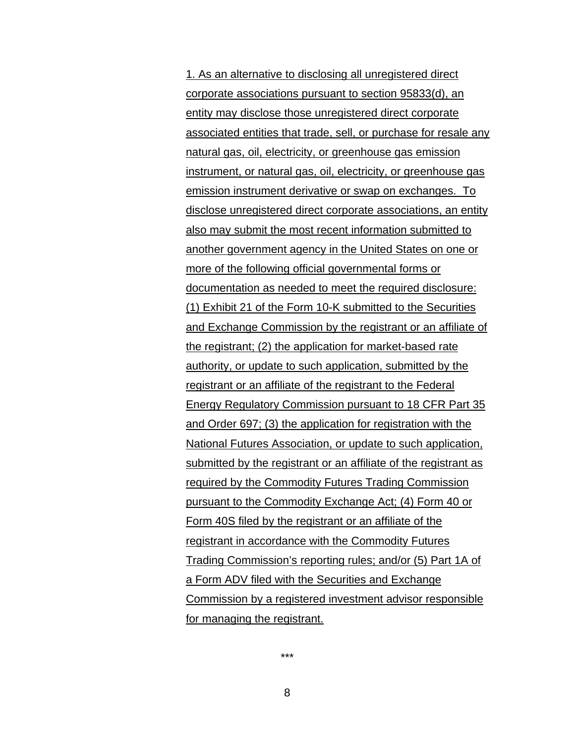<u>1. As an alternative to disclosing all unregistered direct corporate associations pursuant to section 95833(d), an entity may disclose those unregistered direct corporate associated entities that trade, sell, or purchase for resale any natural gas, oil, electricity, or greenhouse gas emission instrument, or natural gas, oil, electricity, or greenhouse gas emission instrument derivative or swap on exchanges. To disclose unregistered direct corporate associations, an entity also may submit the most recent information submitted to another government agency in the United States on one or more of the following official governmental forms or documentation as needed to meet the required disclosure: (1) Exhibit 21 of the Form 10-K submitted to the Securities and Exchange Commission by the registrant or an affiliate of the registrant; (2) the application for market-based rate authority, or update to such application, submitted by the registrant or an affiliate of the registrant to the Federal Energy Regulatory Commission pursuant to 18 CFR Part 35 and Order 697; (3) the application for registration with the National Futures Association, or update to such application, submitted by the registrant or an affiliate of the registrant as required by the Commodity Futures Trading Commission pursuant to the Commodity Exchange Act; (4) Form 40 or Form 40S filed by the registrant or an affiliate of the registrant in accordance with the Commodity Futures Trading Commission's reporting rules; and/or (5) Part 1A of a Form ADV filed with the Securities and Exchange Commission by a registered investment advisor responsible for managing the registrant.</u>

***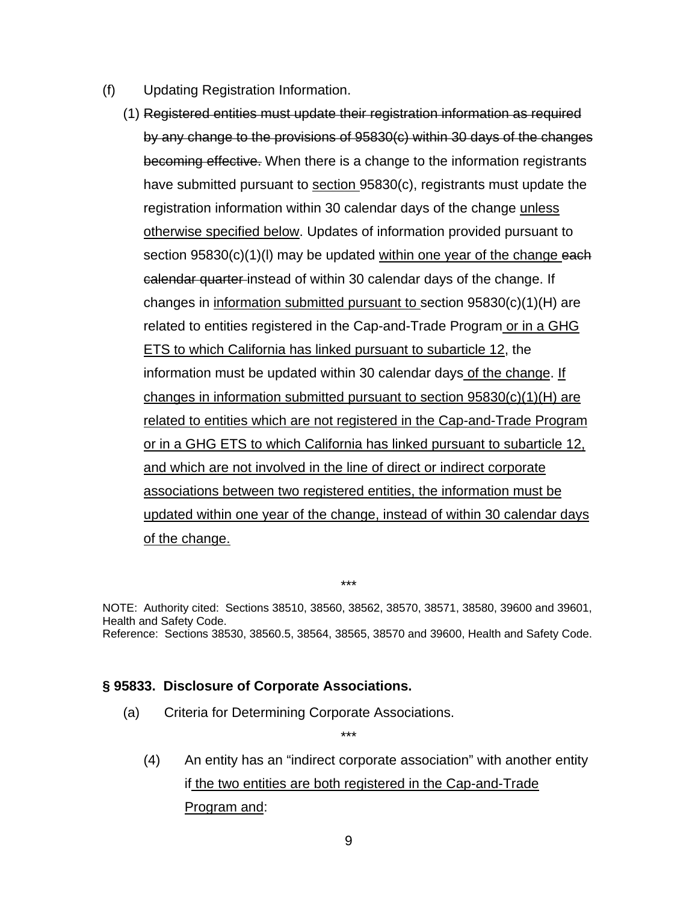(f) Updating Registration Information.

(1) ~~Registered entities must update their registration information as required by any change to the provisions of 95830(c) within 30 days of the changes becoming effective.~~ When there is a change to the information registrants have submitted pursuant to <u>section</u> 95830(c), registrants must update the registration information within 30 calendar days of the change <u>unless otherwise specified below</u>. Updates of information provided pursuant to section 95830(c)(1)(l) may be updated <u>within one year of the change</u> ~~each calendar quarter~~ instead of within 30 calendar days of the change. If changes in <u>information submitted pursuant to</u> section 95830(c)(1)(H) are related to entities registered in the Cap-and-Trade Program <u>or in a GHG ETS to which California has linked pursuant to subarticle 12</u>, the information must be updated within 30 calendar days <u>of the change</u>. <u>If changes in information submitted pursuant to section 95830(c)(1)(H) are related to entities which are not registered in the Cap-and-Trade Program or in a GHG ETS to which California has linked pursuant to subarticle 12, and which are not involved in the line of direct or indirect corporate associations between two registered entities, the information must be updated within one year of the change, instead of within 30 calendar days of the change.</u>

\*\*\*

NOTE: Authority cited: Sections 38510, 38560, 38562, 38570, 38571, 38580, 39600 and 39601, Health and Safety Code.
Reference: Sections 38530, 38560.5, 38564, 38565, 38570 and 39600, Health and Safety Code.

**§ 95833. Disclosure of Corporate Associations.**

(a) Criteria for Determining Corporate Associations.

\*\*\*

(4) An entity has an "indirect corporate association" with another entity if <u>the two entities are both registered in the Cap-and-Trade Program and</u>: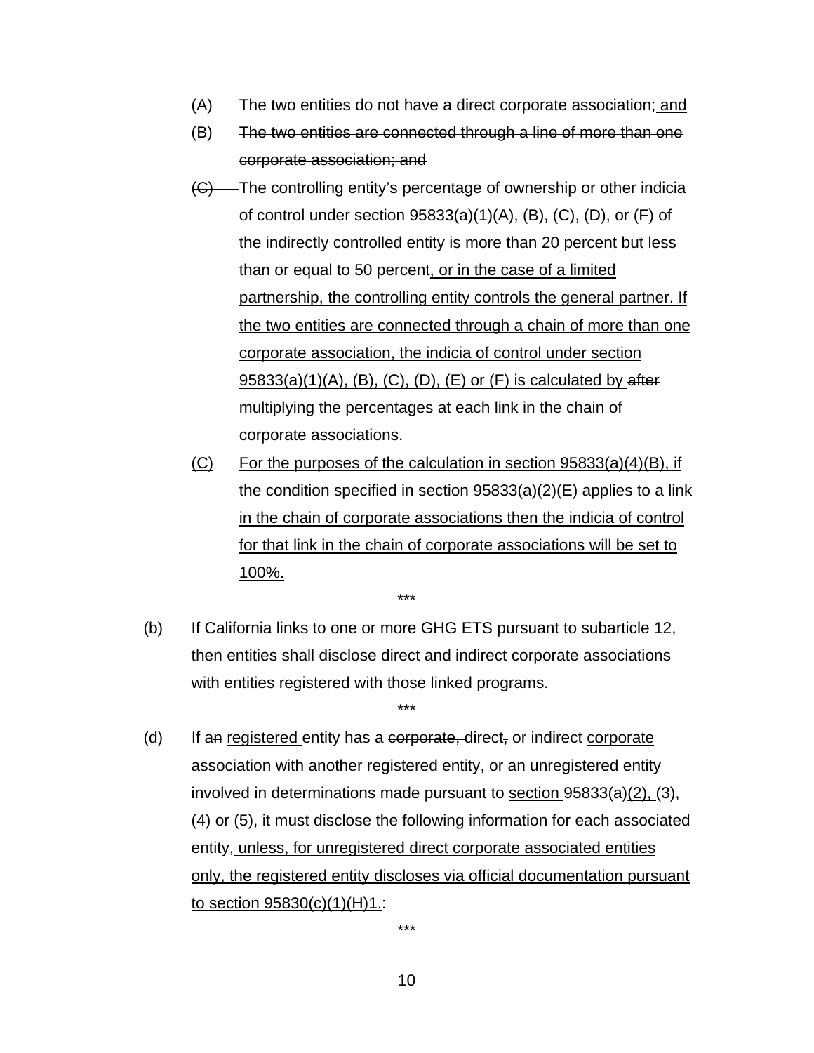(A) The two entities do not have a direct corporate association;<u> and</u>

(B) ~~The two entities are connected through a line of more than one corporate association; and~~

~~(C)~~ The controlling entity's percentage of ownership or other indicia of control under section 95833(a)(1)(A), (B), (C), (D), or (F) of the indirectly controlled entity is more than 20 percent but less than or equal to 50 percent<u>, or in the case of a limited partnership, the controlling entity controls the general partner. If the two entities are connected through a chain of more than one corporate association, the indicia of control under section 95833(a)(1)(A), (B), (C), (D), (E) or (F) is calculated by</u> ~~after~~ multiplying the percentages at each link in the chain of corporate associations.

<u>(C)</u> <u>For the purposes of the calculation in section 95833(a)(4)(B), if the condition specified in section 95833(a)(2)(E) applies to a link in the chain of corporate associations then the indicia of control for that link in the chain of corporate associations will be set to 100%.</u>

\*\*\*

(b) If California links to one or more GHG ETS pursuant to subarticle 12, then entities shall disclose <u>direct and indirect</u> corporate associations with entities registered with those linked programs.

\*\*\*

(d) If a~~n~~ <u>registered</u> entity has a ~~corporate,~~ direct~~,~~ or indirect <u>corporate</u> association with another ~~registered~~ entity~~, or an unregistered entity~~ involved in determinations made pursuant to <u>section</u> 95833(a)<u>(2),</u> (3), (4) or (5), it must disclose the following information for each associated entity<u>, unless, for unregistered direct corporate associated entities only, the registered entity discloses via official documentation pursuant to section 95830(c)(1)(H)1.</u>:

\*\*\*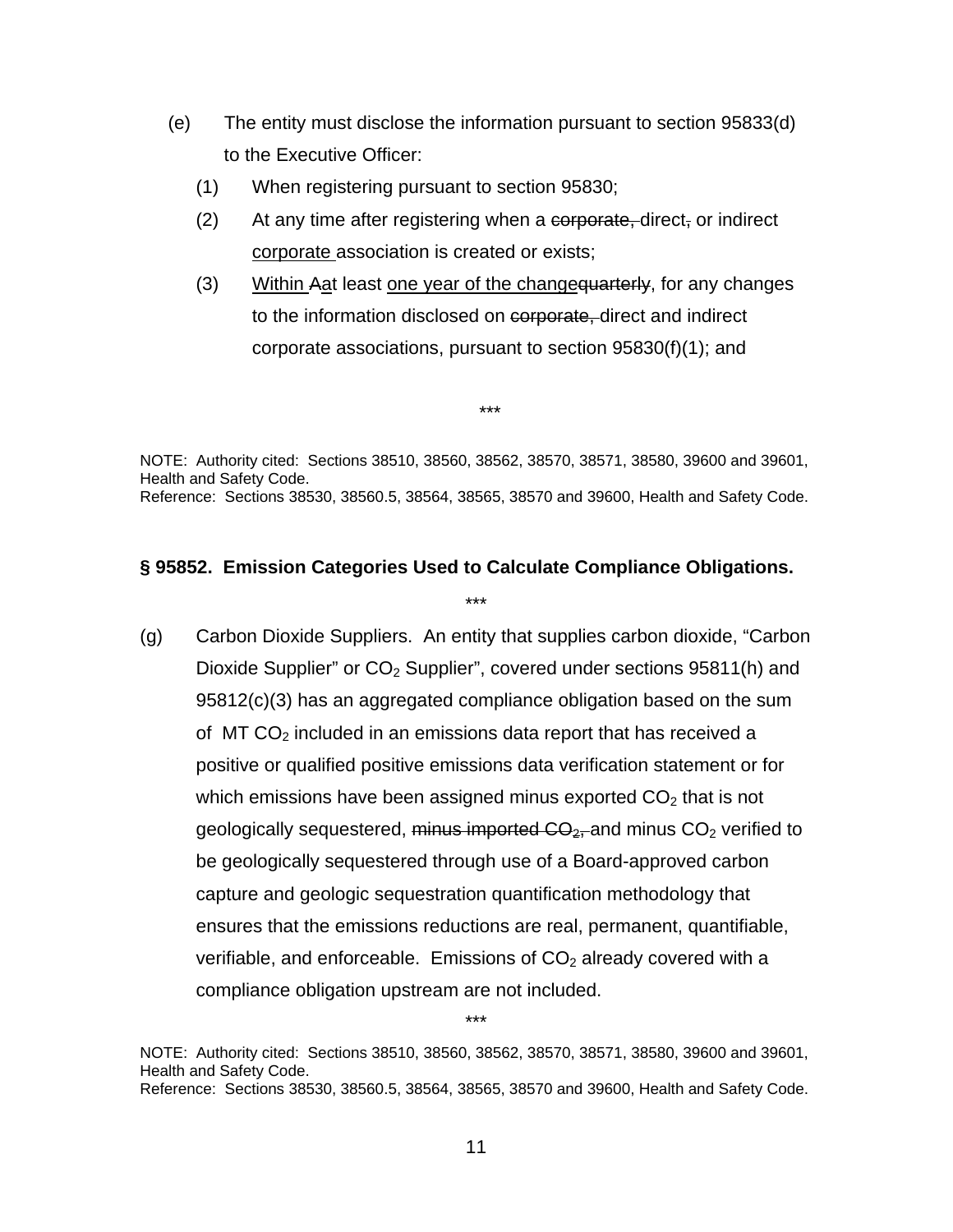(e) The entity must disclose the information pursuant to section 95833(d) to the Executive Officer:

(1) When registering pursuant to section 95830;

(2) At any time after registering when a ~~corporate,~~ direct~~,~~ or indirect <u>corporate</u> association is created or exists;

(3) <u>Within</u> ~~A~~<u>a</u>t least <u>one year of the change</u>~~quarterly~~, for any changes to the information disclosed on ~~corporate,~~ direct and indirect corporate associations, pursuant to section 95830(f)(1); and

\*\*\*

NOTE: Authority cited: Sections 38510, 38560, 38562, 38570, 38571, 38580, 39600 and 39601, Health and Safety Code.
Reference: Sections 38530, 38560.5, 38564, 38565, 38570 and 39600, Health and Safety Code.

### § 95852. Emission Categories Used to Calculate Compliance Obligations.

\*\*\*

(g) Carbon Dioxide Suppliers. An entity that supplies carbon dioxide, "Carbon Dioxide Supplier" or $CO_2$ Supplier", covered under sections 95811(h) and 95812(c)(3) has an aggregated compliance obligation based on the sum of MT $CO_2$ included in an emissions data report that has received a positive or qualified positive emissions data verification statement or for which emissions have been assigned minus exported $CO_2$ that is not geologically sequestered, ~~minus imported $CO_2$,~~ and minus $CO_2$ verified to be geologically sequestered through use of a Board-approved carbon capture and geologic sequestration quantification methodology that ensures that the emissions reductions are real, permanent, quantifiable, verifiable, and enforceable. Emissions of $CO_2$ already covered with a compliance obligation upstream are not included.

\*\*\*

NOTE: Authority cited: Sections 38510, 38560, 38562, 38570, 38571, 38580, 39600 and 39601, Health and Safety Code.
Reference: Sections 38530, 38560.5, 38564, 38565, 38570 and 39600, Health and Safety Code.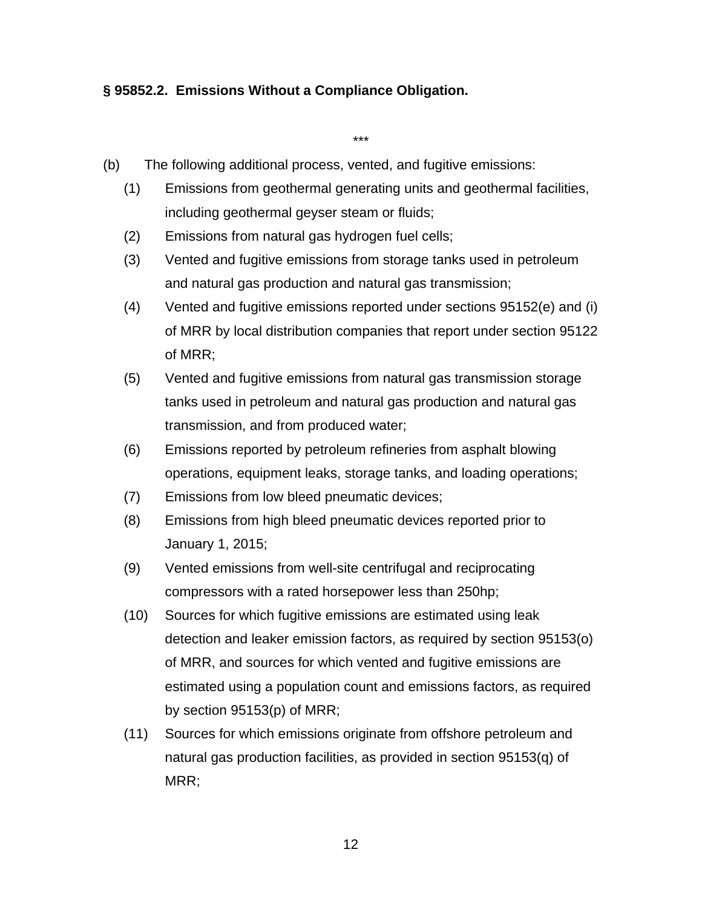**§ 95852.2. Emissions Without a Compliance Obligation.**

***

(b) The following additional process, vented, and fugitive emissions:

(1) Emissions from geothermal generating units and geothermal facilities, including geothermal geyser steam or fluids;

(2) Emissions from natural gas hydrogen fuel cells;

(3) Vented and fugitive emissions from storage tanks used in petroleum and natural gas production and natural gas transmission;

(4) Vented and fugitive emissions reported under sections 95152(e) and (i) of MRR by local distribution companies that report under section 95122 of MRR;

(5) Vented and fugitive emissions from natural gas transmission storage tanks used in petroleum and natural gas production and natural gas transmission, and from produced water;

(6) Emissions reported by petroleum refineries from asphalt blowing operations, equipment leaks, storage tanks, and loading operations;

(7) Emissions from low bleed pneumatic devices;

(8) Emissions from high bleed pneumatic devices reported prior to January 1, 2015;

(9) Vented emissions from well-site centrifugal and reciprocating compressors with a rated horsepower less than 250hp;

(10) Sources for which fugitive emissions are estimated using leak detection and leaker emission factors, as required by section 95153(o) of MRR, and sources for which vented and fugitive emissions are estimated using a population count and emissions factors, as required by section 95153(p) of MRR;

(11) Sources for which emissions originate from offshore petroleum and natural gas production facilities, as provided in section 95153(q) of MRR;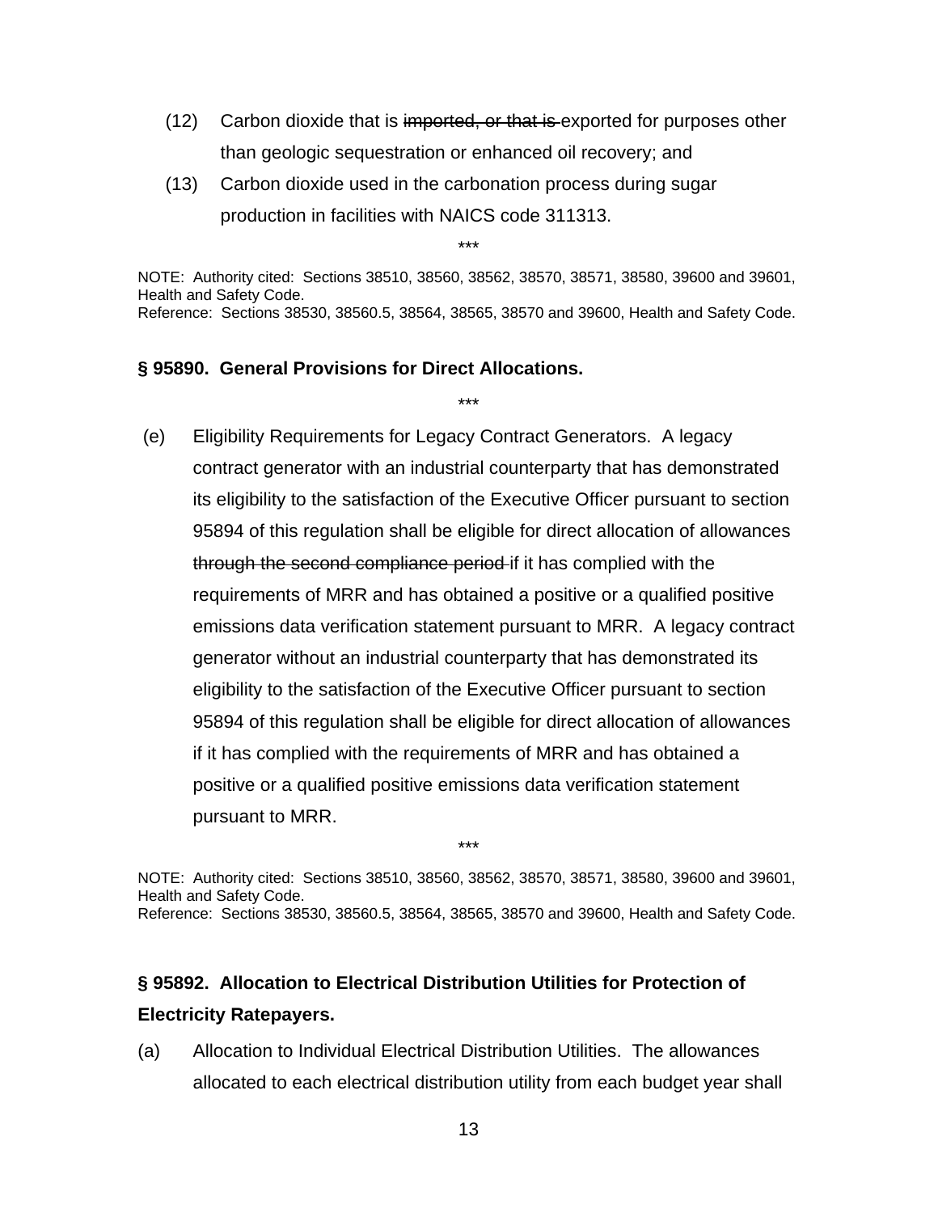(12) Carbon dioxide that is ~~imported, or that is~~ exported for purposes other than geologic sequestration or enhanced oil recovery; and

(13) Carbon dioxide used in the carbonation process during sugar production in facilities with NAICS code 311313.

***

NOTE: Authority cited: Sections 38510, 38560, 38562, 38570, 38571, 38580, 39600 and 39601, Health and Safety Code.
Reference: Sections 38530, 38560.5, 38564, 38565, 38570 and 39600, Health and Safety Code.

**§ 95890. General Provisions for Direct Allocations.**

***

(e) Eligibility Requirements for Legacy Contract Generators. A legacy contract generator with an industrial counterparty that has demonstrated its eligibility to the satisfaction of the Executive Officer pursuant to section 95894 of this regulation shall be eligible for direct allocation of allowances ~~through the second compliance period~~ if it has complied with the requirements of MRR and has obtained a positive or a qualified positive emissions data verification statement pursuant to MRR. A legacy contract generator without an industrial counterparty that has demonstrated its eligibility to the satisfaction of the Executive Officer pursuant to section 95894 of this regulation shall be eligible for direct allocation of allowances if it has complied with the requirements of MRR and has obtained a positive or a qualified positive emissions data verification statement pursuant to MRR.

***

NOTE: Authority cited: Sections 38510, 38560, 38562, 38570, 38571, 38580, 39600 and 39601, Health and Safety Code.
Reference: Sections 38530, 38560.5, 38564, 38565, 38570 and 39600, Health and Safety Code.

**§ 95892. Allocation to Electrical Distribution Utilities for Protection of Electricity Ratepayers.**

(a) Allocation to Individual Electrical Distribution Utilities. The allowances allocated to each electrical distribution utility from each budget year shall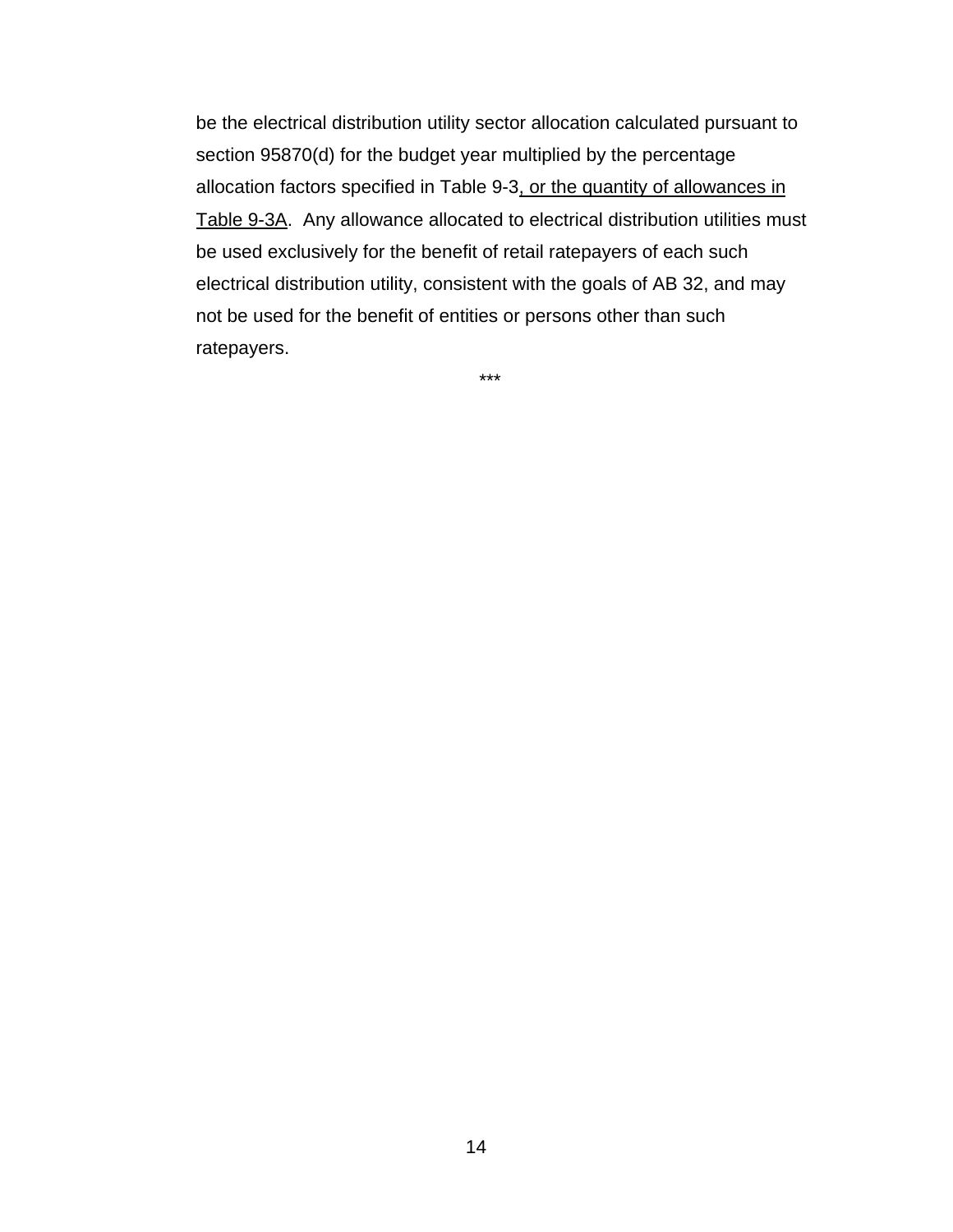be the electrical distribution utility sector allocation calculated pursuant to section 95870(d) for the budget year multiplied by the percentage allocation factors specified in Table 9-3<u>, or the quantity of allowances in Table 9-3A</u>. Any allowance allocated to electrical distribution utilities must be used exclusively for the benefit of retail ratepayers of each such electrical distribution utility, consistent with the goals of AB 32, and may not be used for the benefit of entities or persons other than such ratepayers.

***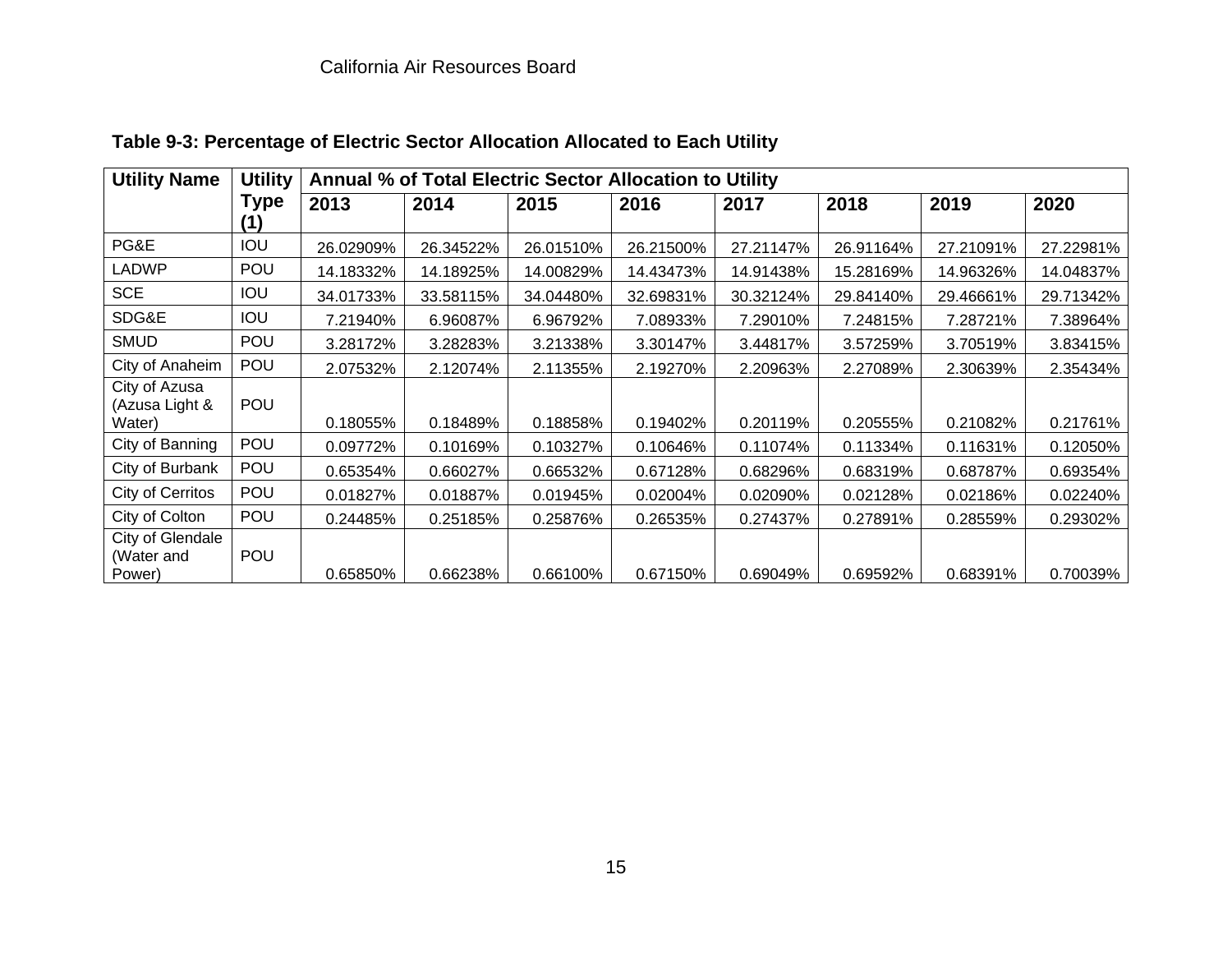California Air Resources Board

**Table 9-3: Percentage of Electric Sector Allocation Allocated to Each Utility**

| Utility Name | Utility Type (1) | Annual % of Total Electric Sector Allocation to Utility | | | | | | | |
|---|---|---|---|---|---|---|---|---|---|
| | | 2013 | 2014 | 2015 | 2016 | 2017 | 2018 | 2019 | 2020 |
| PG&E | IOU | 26.02909% | 26.34522% | 26.01510% | 26.21500% | 27.21147% | 26.91164% | 27.21091% | 27.22981% |
| LADWP | POU | 14.18332% | 14.18925% | 14.00829% | 14.43473% | 14.91438% | 15.28169% | 14.96326% | 14.04837% |
| SCE | IOU | 34.01733% | 33.58115% | 34.04480% | 32.69831% | 30.32124% | 29.84140% | 29.46661% | 29.71342% |
| SDG&E | IOU | 7.21940% | 6.96087% | 6.96792% | 7.08933% | 7.29010% | 7.24815% | 7.28721% | 7.38964% |
| SMUD | POU | 3.28172% | 3.28283% | 3.21338% | 3.30147% | 3.44817% | 3.57259% | 3.70519% | 3.83415% |
| City of Anaheim | POU | 2.07532% | 2.12074% | 2.11355% | 2.19270% | 2.20963% | 2.27089% | 2.30639% | 2.35434% |
| City of Azusa (Azusa Light & Water) | POU | 0.18055% | 0.18489% | 0.18858% | 0.19402% | 0.20119% | 0.20555% | 0.21082% | 0.21761% |
| City of Banning | POU | 0.09772% | 0.10169% | 0.10327% | 0.10646% | 0.11074% | 0.11334% | 0.11631% | 0.12050% |
| City of Burbank | POU | 0.65354% | 0.66027% | 0.66532% | 0.67128% | 0.68296% | 0.68319% | 0.68787% | 0.69354% |
| City of Cerritos | POU | 0.01827% | 0.01887% | 0.01945% | 0.02004% | 0.02090% | 0.02128% | 0.02186% | 0.02240% |
| City of Colton | POU | 0.24485% | 0.25185% | 0.25876% | 0.26535% | 0.27437% | 0.27891% | 0.28559% | 0.29302% |
| City of Glendale (Water and Power) | POU | 0.65850% | 0.66238% | 0.66100% | 0.67150% | 0.69049% | 0.69592% | 0.68391% | 0.70039% |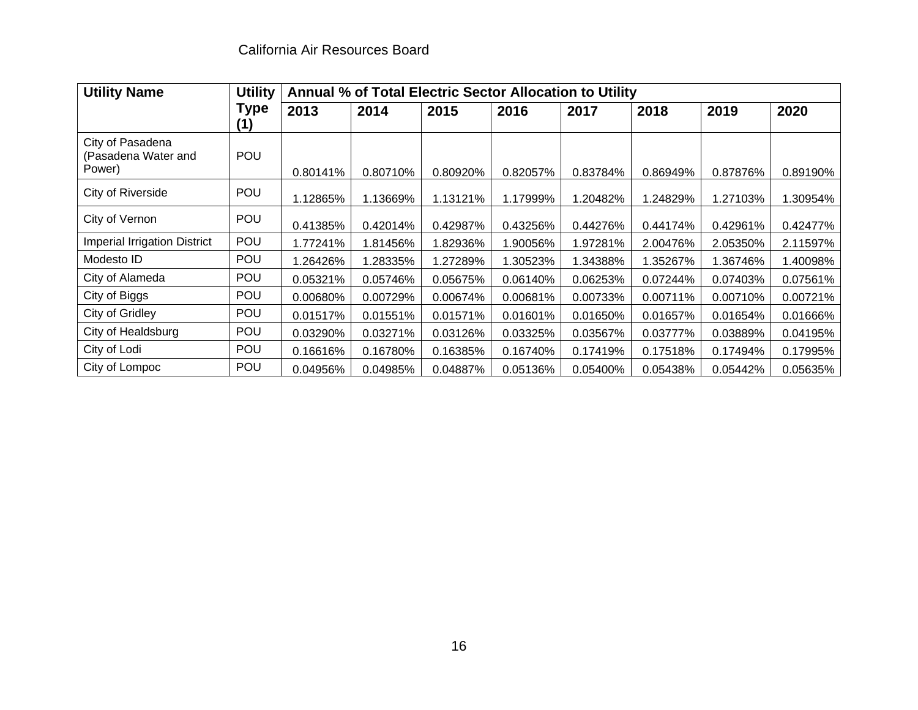| Utility Name | Utility Type (1) | Annual % of Total Electric Sector Allocation to Utility | | | | | | | |
|---|---|---|---|---|---|---|---|---|---|
| | | 2013 | 2014 | 2015 | 2016 | 2017 | 2018 | 2019 | 2020 |
| City of Pasadena (Pasadena Water and Power) | POU | 0.80141% | 0.80710% | 0.80920% | 0.82057% | 0.83784% | 0.86949% | 0.87876% | 0.89190% |
| City of Riverside | POU | 1.12865% | 1.13669% | 1.13121% | 1.17999% | 1.20482% | 1.24829% | 1.27103% | 1.30954% |
| City of Vernon | POU | 0.41385% | 0.42014% | 0.42987% | 0.43256% | 0.44276% | 0.44174% | 0.42961% | 0.42477% |
| Imperial Irrigation District | POU | 1.77241% | 1.81456% | 1.82936% | 1.90056% | 1.97281% | 2.00476% | 2.05350% | 2.11597% |
| Modesto ID | POU | 1.26426% | 1.28335% | 1.27289% | 1.30523% | 1.34388% | 1.35267% | 1.36746% | 1.40098% |
| City of Alameda | POU | 0.05321% | 0.05746% | 0.05675% | 0.06140% | 0.06253% | 0.07244% | 0.07403% | 0.07561% |
| City of Biggs | POU | 0.00680% | 0.00729% | 0.00674% | 0.00681% | 0.00733% | 0.00711% | 0.00710% | 0.00721% |
| City of Gridley | POU | 0.01517% | 0.01551% | 0.01571% | 0.01601% | 0.01650% | 0.01657% | 0.01654% | 0.01666% |
| City of Healdsburg | POU | 0.03290% | 0.03271% | 0.03126% | 0.03325% | 0.03567% | 0.03777% | 0.03889% | 0.04195% |
| City of Lodi | POU | 0.16616% | 0.16780% | 0.16385% | 0.16740% | 0.17419% | 0.17518% | 0.17494% | 0.17995% |
| City of Lompoc | POU | 0.04956% | 0.04985% | 0.04887% | 0.05136% | 0.05400% | 0.05438% | 0.05442% | 0.05635% |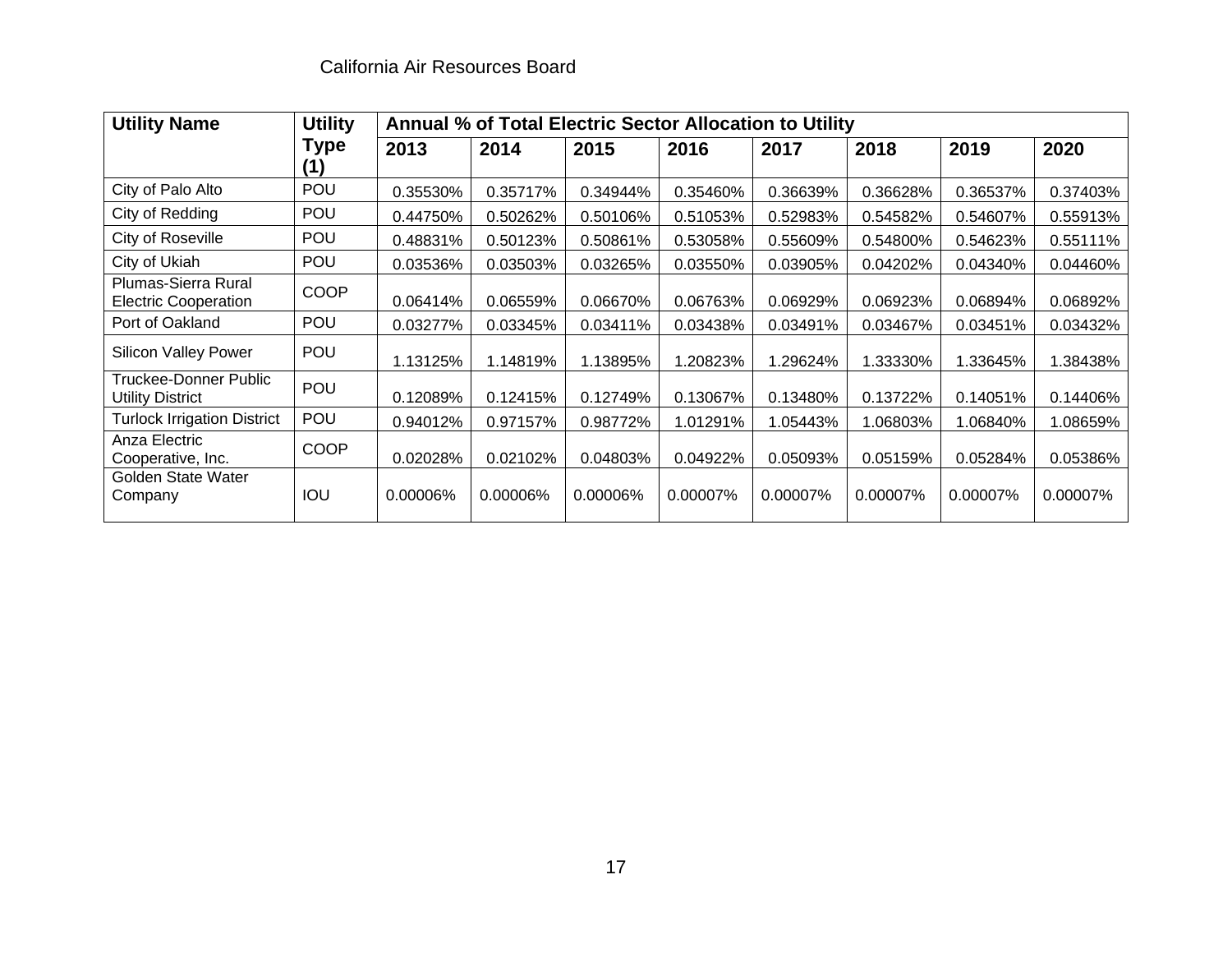| Utility Name | Utility Type (1) | Annual % of Total Electric Sector Allocation to Utility | | | | | | | |
|---|---|---|---|---|---|---|---|---|---|
| | | 2013 | 2014 | 2015 | 2016 | 2017 | 2018 | 2019 | 2020 |
| City of Palo Alto | POU | 0.35530% | 0.35717% | 0.34944% | 0.35460% | 0.36639% | 0.36628% | 0.36537% | 0.37403% |
| City of Redding | POU | 0.44750% | 0.50262% | 0.50106% | 0.51053% | 0.52983% | 0.54582% | 0.54607% | 0.55913% |
| City of Roseville | POU | 0.48831% | 0.50123% | 0.50861% | 0.53058% | 0.55609% | 0.54800% | 0.54623% | 0.55111% |
| City of Ukiah | POU | 0.03536% | 0.03503% | 0.03265% | 0.03550% | 0.03905% | 0.04202% | 0.04340% | 0.04460% |
| Plumas-Sierra Rural Electric Cooperation | COOP | 0.06414% | 0.06559% | 0.06670% | 0.06763% | 0.06929% | 0.06923% | 0.06894% | 0.06892% |
| Port of Oakland | POU | 0.03277% | 0.03345% | 0.03411% | 0.03438% | 0.03491% | 0.03467% | 0.03451% | 0.03432% |
| Silicon Valley Power | POU | 1.13125% | 1.14819% | 1.13895% | 1.20823% | 1.29624% | 1.33330% | 1.33645% | 1.38438% |
| Truckee-Donner Public Utility District | POU | 0.12089% | 0.12415% | 0.12749% | 0.13067% | 0.13480% | 0.13722% | 0.14051% | 0.14406% |
| Turlock Irrigation District | POU | 0.94012% | 0.97157% | 0.98772% | 1.01291% | 1.05443% | 1.06803% | 1.06840% | 1.08659% |
| Anza Electric Cooperative, Inc. | COOP | 0.02028% | 0.02102% | 0.04803% | 0.04922% | 0.05093% | 0.05159% | 0.05284% | 0.05386% |
| Golden State Water Company | IOU | 0.00006% | 0.00006% | 0.00006% | 0.00007% | 0.00007% | 0.00007% | 0.00007% | 0.00007% |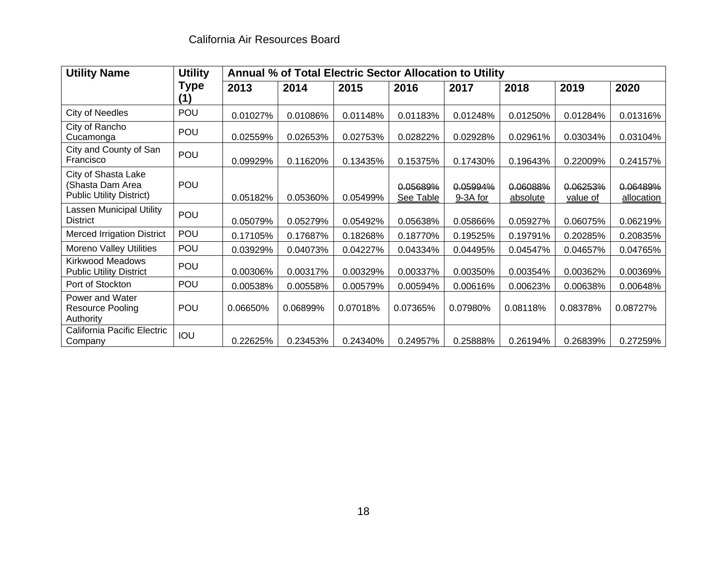| Utility Name | Utility Type (1) | Annual % of Total Electric Sector Allocation to Utility | | | | | | | |
|---|---|---|---|---|---|---|---|---|---|
| | | 2013 | 2014 | 2015 | 2016 | 2017 | 2018 | 2019 | 2020 |
| City of Needles | POU | 0.01027% | 0.01086% | 0.01148% | 0.01183% | 0.01248% | 0.01250% | 0.01284% | 0.01316% |
| City of Rancho Cucamonga | POU | 0.02559% | 0.02653% | 0.02753% | 0.02822% | 0.02928% | 0.02961% | 0.03034% | 0.03104% |
| City and County of San Francisco | POU | 0.09929% | 0.11620% | 0.13435% | 0.15375% | 0.17430% | 0.19643% | 0.22009% | 0.24157% |
| City of Shasta Lake (Shasta Dam Area Public Utility District) | POU | 0.05182% | 0.05360% | 0.05499% | ~~0.05689%~~ See Table | ~~0.05994%~~ 9-3A for | ~~0.06088%~~ absolute | ~~0.06253%~~ value of | ~~0.06489%~~ allocation |
| Lassen Municipal Utility District | POU | 0.05079% | 0.05279% | 0.05492% | 0.05638% | 0.05866% | 0.05927% | 0.06075% | 0.06219% |
| Merced Irrigation District | POU | 0.17105% | 0.17687% | 0.18268% | 0.18770% | 0.19525% | 0.19791% | 0.20285% | 0.20835% |
| Moreno Valley Utilities | POU | 0.03929% | 0.04073% | 0.04227% | 0.04334% | 0.04495% | 0.04547% | 0.04657% | 0.04765% |
| Kirkwood Meadows Public Utility District | POU | 0.00306% | 0.00317% | 0.00329% | 0.00337% | 0.00350% | 0.00354% | 0.00362% | 0.00369% |
| Port of Stockton | POU | 0.00538% | 0.00558% | 0.00579% | 0.00594% | 0.00616% | 0.00623% | 0.00638% | 0.00648% |
| Power and Water Resource Pooling Authority | POU | 0.06650% | 0.06899% | 0.07018% | 0.07365% | 0.07980% | 0.08118% | 0.08378% | 0.08727% |
| California Pacific Electric Company | IOU | 0.22625% | 0.23453% | 0.24340% | 0.24957% | 0.25888% | 0.26194% | 0.26839% | 0.27259% |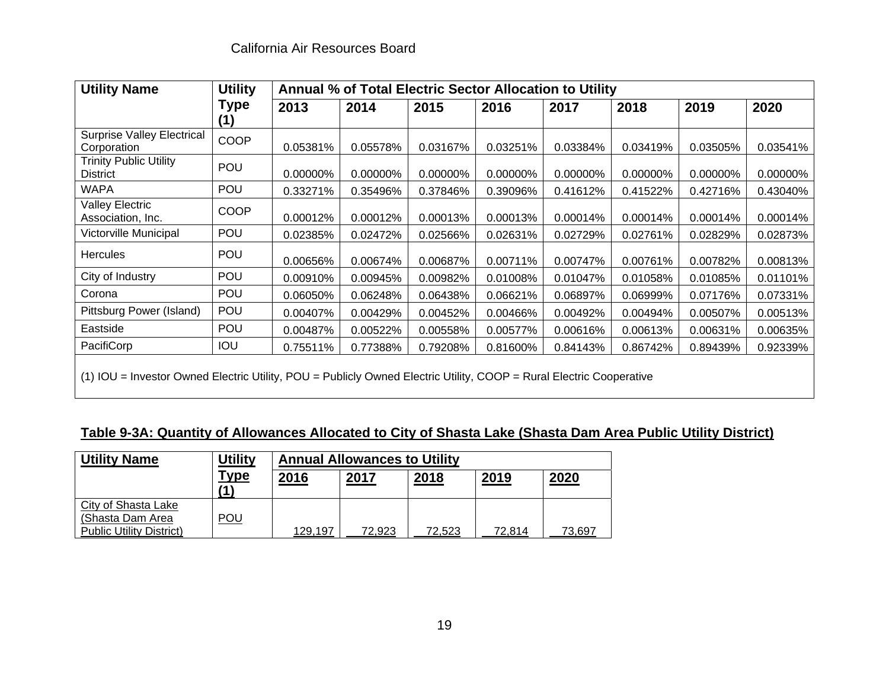| Utility Name | Utility Type (1) | Annual % of Total Electric Sector Allocation to Utility | | | | | | | |
|---|---|---|---|---|---|---|---|---|---|
| | | 2013 | 2014 | 2015 | 2016 | 2017 | 2018 | 2019 | 2020 |
| Surprise Valley Electrical Corporation | COOP | 0.05381% | 0.05578% | 0.03167% | 0.03251% | 0.03384% | 0.03419% | 0.03505% | 0.03541% |
| Trinity Public Utility District | POU | 0.00000% | 0.00000% | 0.00000% | 0.00000% | 0.00000% | 0.00000% | 0.00000% | 0.00000% |
| WAPA | POU | 0.33271% | 0.35496% | 0.37846% | 0.39096% | 0.41612% | 0.41522% | 0.42716% | 0.43040% |
| Valley Electric Association, Inc. | COOP | 0.00012% | 0.00012% | 0.00013% | 0.00013% | 0.00014% | 0.00014% | 0.00014% | 0.00014% |
| Victorville Municipal | POU | 0.02385% | 0.02472% | 0.02566% | 0.02631% | 0.02729% | 0.02761% | 0.02829% | 0.02873% |
| Hercules | POU | 0.00656% | 0.00674% | 0.00687% | 0.00711% | 0.00747% | 0.00761% | 0.00782% | 0.00813% |
| City of Industry | POU | 0.00910% | 0.00945% | 0.00982% | 0.01008% | 0.01047% | 0.01058% | 0.01085% | 0.01101% |
| Corona | POU | 0.06050% | 0.06248% | 0.06438% | 0.06621% | 0.06897% | 0.06999% | 0.07176% | 0.07331% |
| Pittsburg Power (Island) | POU | 0.00407% | 0.00429% | 0.00452% | 0.00466% | 0.00492% | 0.00494% | 0.00507% | 0.00513% |
| Eastside | POU | 0.00487% | 0.00522% | 0.00558% | 0.00577% | 0.00616% | 0.00613% | 0.00631% | 0.00635% |
| PacifiCorp | IOU | 0.75511% | 0.77388% | 0.79208% | 0.81600% | 0.84143% | 0.86742% | 0.89439% | 0.92339% |

(1) IOU = Investor Owned Electric Utility, POU = Publicly Owned Electric Utility, COOP = Rural Electric Cooperative

**Table 9-3A: Quantity of Allowances Allocated to City of Shasta Lake (Shasta Dam Area Public Utility District)**

| Utility Name | Utility Type (1) | Annual Allowances to Utility | | | | |
|---|---|---|---|---|---|---|
| | | 2016 | 2017 | 2018 | 2019 | 2020 |
| City of Shasta Lake (Shasta Dam Area Public Utility District) | POU | 129,197 | 72,923 | 72,523 | 72,814 | 73,697 |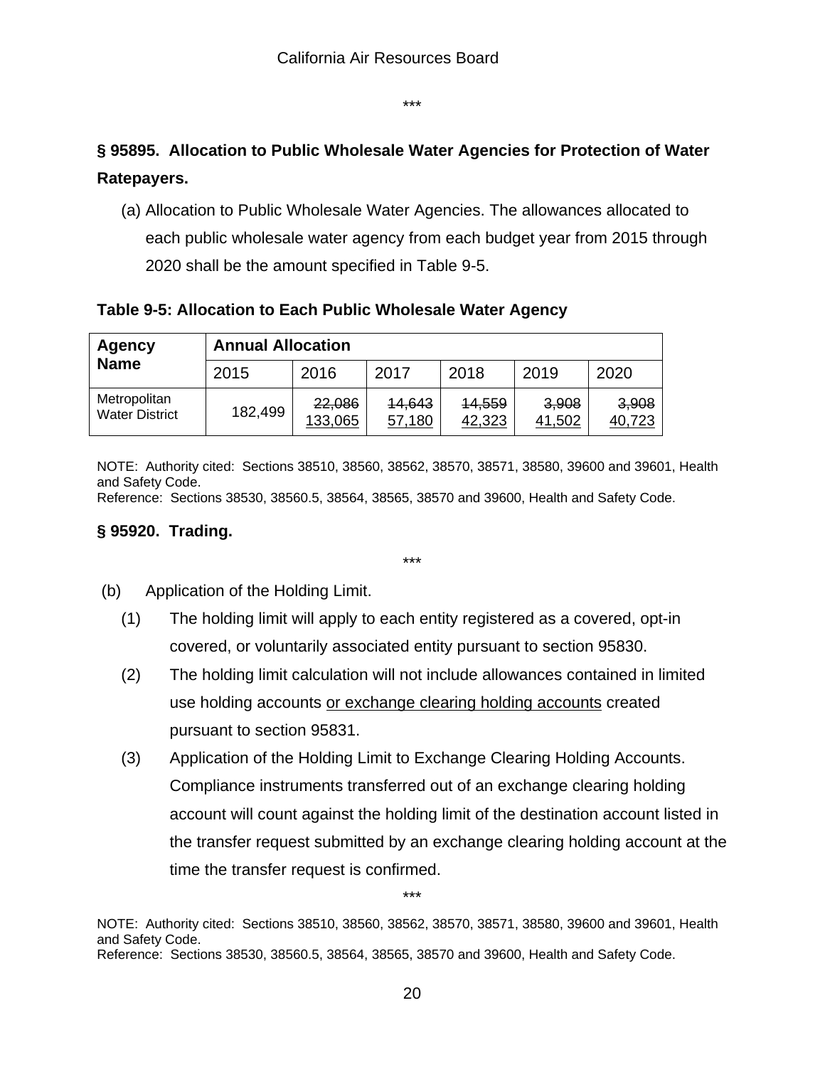\*\*\*

**§ 95895. Allocation to Public Wholesale Water Agencies for Protection of Water Ratepayers.**

(a) Allocation to Public Wholesale Water Agencies. The allowances allocated to each public wholesale water agency from each budget year from 2015 through 2020 shall be the amount specified in Table 9-5.

**Table 9-5: Allocation to Each Public Wholesale Water Agency**

| Agency Name | Annual Allocation | | | | | |
|---|---|---|---|---|---|---|
| | 2015 | 2016 | 2017 | 2018 | 2019 | 2020 |
| Metropolitan Water District | 182,499 | ~~22,086~~ <u>133,065</u> | ~~14,643~~ <u>57,180</u> | ~~14,559~~ <u>42,323</u> | ~~3,908~~ <u>41,502</u> | ~~3,908~~ <u>40,723</u> |

NOTE: Authority cited: Sections 38510, 38560, 38562, 38570, 38571, 38580, 39600 and 39601, Health and Safety Code.
Reference: Sections 38530, 38560.5, 38564, 38565, 38570 and 39600, Health and Safety Code.

**§ 95920. Trading.**

\*\*\*

(b) Application of the Holding Limit.

(1) The holding limit will apply to each entity registered as a covered, opt-in covered, or voluntarily associated entity pursuant to section 95830.

(2) The holding limit calculation will not include allowances contained in limited use holding accounts <u>or exchange clearing holding accounts</u> created pursuant to section 95831.

(3) Application of the Holding Limit to Exchange Clearing Holding Accounts. Compliance instruments transferred out of an exchange clearing holding account will count against the holding limit of the destination account listed in the transfer request submitted by an exchange clearing holding account at the time the transfer request is confirmed.

\*\*\*

NOTE: Authority cited: Sections 38510, 38560, 38562, 38570, 38571, 38580, 39600 and 39601, Health and Safety Code.
Reference: Sections 38530, 38560.5, 38564, 38565, 38570 and 39600, Health and Safety Code.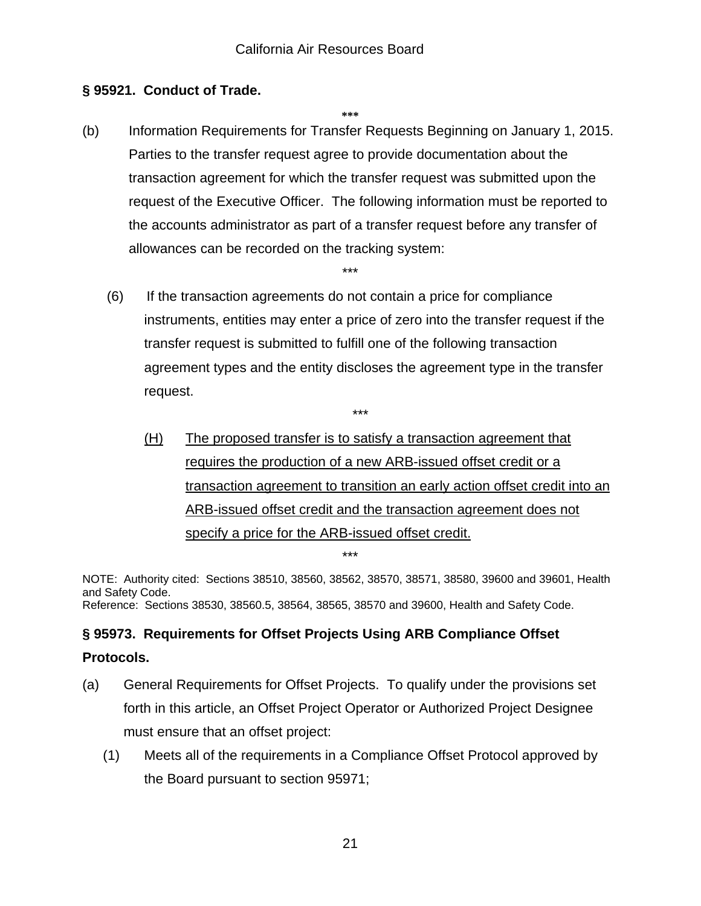**§ 95921. Conduct of Trade.**

\*\*\*

(b) Information Requirements for Transfer Requests Beginning on January 1, 2015. Parties to the transfer request agree to provide documentation about the transaction agreement for which the transfer request was submitted upon the request of the Executive Officer. The following information must be reported to the accounts administrator as part of a transfer request before any transfer of allowances can be recorded on the tracking system:

\*\*\*

(6) If the transaction agreements do not contain a price for compliance instruments, entities may enter a price of zero into the transfer request if the transfer request is submitted to fulfill one of the following transaction agreement types and the entity discloses the agreement type in the transfer request.

\*\*\*

<u>(H) The proposed transfer is to satisfy a transaction agreement that requires the production of a new ARB-issued offset credit or a transaction agreement to transition an early action offset credit into an ARB-issued offset credit and the transaction agreement does not specify a price for the ARB-issued offset credit.</u>

\*\*\*

NOTE: Authority cited: Sections 38510, 38560, 38562, 38570, 38571, 38580, 39600 and 39601, Health and Safety Code.
Reference: Sections 38530, 38560.5, 38564, 38565, 38570 and 39600, Health and Safety Code.

**§ 95973. Requirements for Offset Projects Using ARB Compliance Offset Protocols.**

(a) General Requirements for Offset Projects. To qualify under the provisions set forth in this article, an Offset Project Operator or Authorized Project Designee must ensure that an offset project:

(1) Meets all of the requirements in a Compliance Offset Protocol approved by the Board pursuant to section 95971;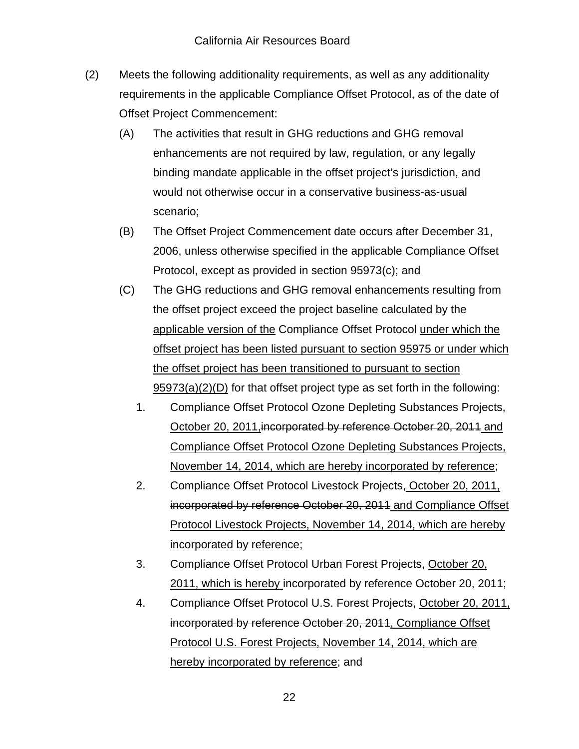(2) Meets the following additionality requirements, as well as any additionality requirements in the applicable Compliance Offset Protocol, as of the date of Offset Project Commencement:

(A) The activities that result in GHG reductions and GHG removal enhancements are not required by law, regulation, or any legally binding mandate applicable in the offset project's jurisdiction, and would not otherwise occur in a conservative business-as-usual scenario;

(B) The Offset Project Commencement date occurs after December 31, 2006, unless otherwise specified in the applicable Compliance Offset Protocol, except as provided in section 95973(c); and

(C) The GHG reductions and GHG removal enhancements resulting from the offset project exceed the project baseline calculated by the <u>applicable version of the</u> Compliance Offset Protocol <u>under which the offset project has been listed pursuant to section 95975 or under which the offset project has been transitioned to pursuant to section 95973(a)(2)(D)</u> for that offset project type as set forth in the following:

1. Compliance Offset Protocol Ozone Depleting Substances Projects, <u>October 20, 2011,</u>~~incorporated by reference October 20, 2011~~ <u>and Compliance Offset Protocol Ozone Depleting Substances Projects, November 14, 2014, which are hereby incorporated by reference</u>;

2. Compliance Offset Protocol Livestock Projects, <u>October 20, 2011,</u> ~~incorporated by reference October 20, 2011~~ <u>and Compliance Offset Protocol Livestock Projects, November 14, 2014, which are hereby incorporated by reference</u>;

3. Compliance Offset Protocol Urban Forest Projects, <u>October 20, 2011, which is hereby</u> incorporated by reference ~~October 20, 2011~~;

4. Compliance Offset Protocol U.S. Forest Projects, <u>October 20, 2011,</u> ~~incorporated by reference October 20, 2011~~<u>, Compliance Offset Protocol U.S. Forest Projects, November 14, 2014, which are hereby incorporated by reference</u>; and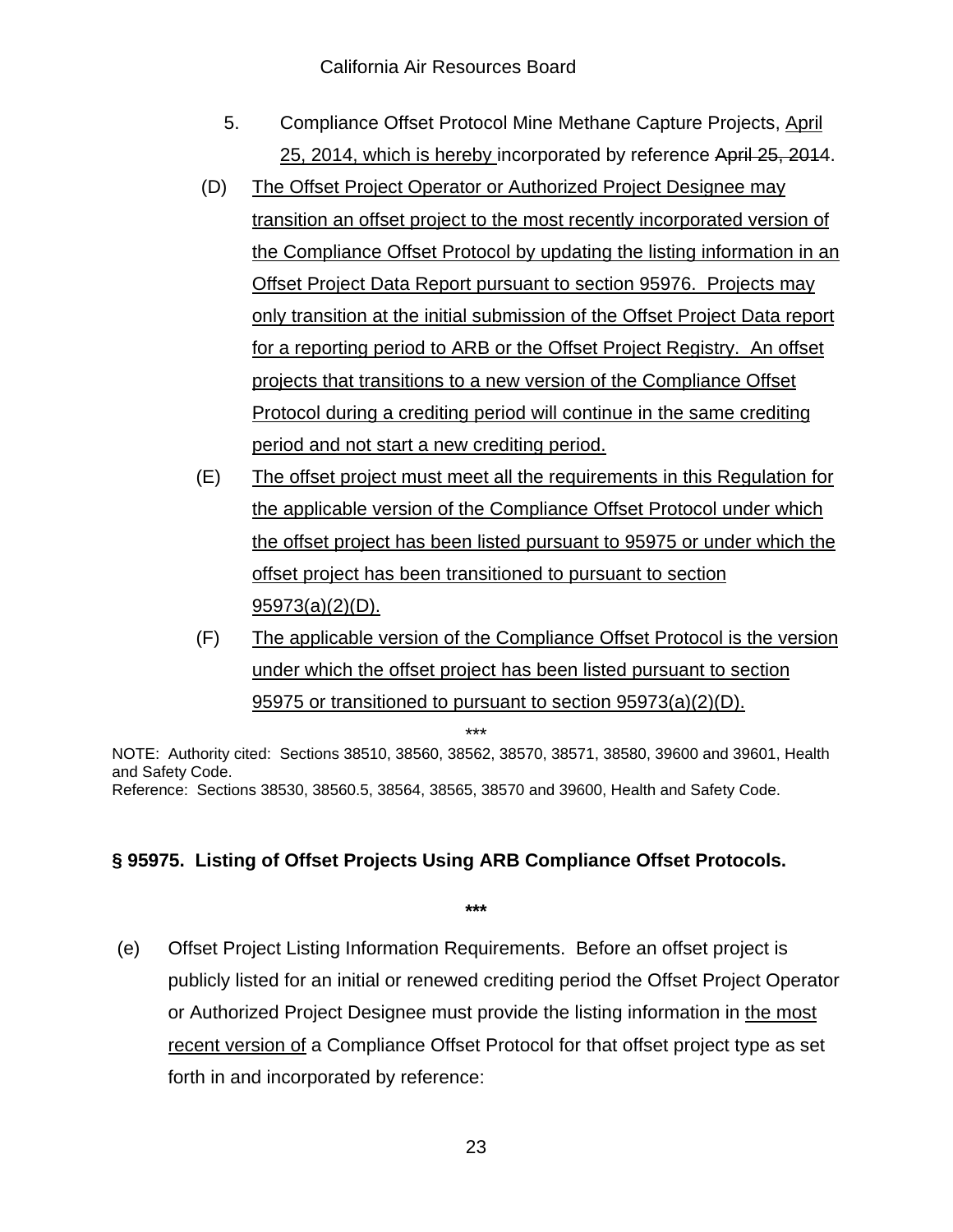5. Compliance Offset Protocol Mine Methane Capture Projects, April 25, 2014, which is hereby incorporated by reference ~~April 25, 2014~~.

(D) The Offset Project Operator or Authorized Project Designee may transition an offset project to the most recently incorporated version of the Compliance Offset Protocol by updating the listing information in an Offset Project Data Report pursuant to section 95976. Projects may only transition at the initial submission of the Offset Project Data report for a reporting period to ARB or the Offset Project Registry. An offset projects that transitions to a new version of the Compliance Offset Protocol during a crediting period will continue in the same crediting period and not start a new crediting period.

(E) The offset project must meet all the requirements in this Regulation for the applicable version of the Compliance Offset Protocol under which the offset project has been listed pursuant to 95975 or under which the offset project has been transitioned to pursuant to section 95973(a)(2)(D).

(F) The applicable version of the Compliance Offset Protocol is the version under which the offset project has been listed pursuant to section 95975 or transitioned to pursuant to section 95973(a)(2)(D).

***

NOTE: Authority cited: Sections 38510, 38560, 38562, 38570, 38571, 38580, 39600 and 39601, Health and Safety Code.
Reference: Sections 38530, 38560.5, 38564, 38565, 38570 and 39600, Health and Safety Code.

**§ 95975. Listing of Offset Projects Using ARB Compliance Offset Protocols.**

**\*\*\***

(e) Offset Project Listing Information Requirements. Before an offset project is publicly listed for an initial or renewed crediting period the Offset Project Operator or Authorized Project Designee must provide the listing information in the most recent version of a Compliance Offset Protocol for that offset project type as set forth in and incorporated by reference: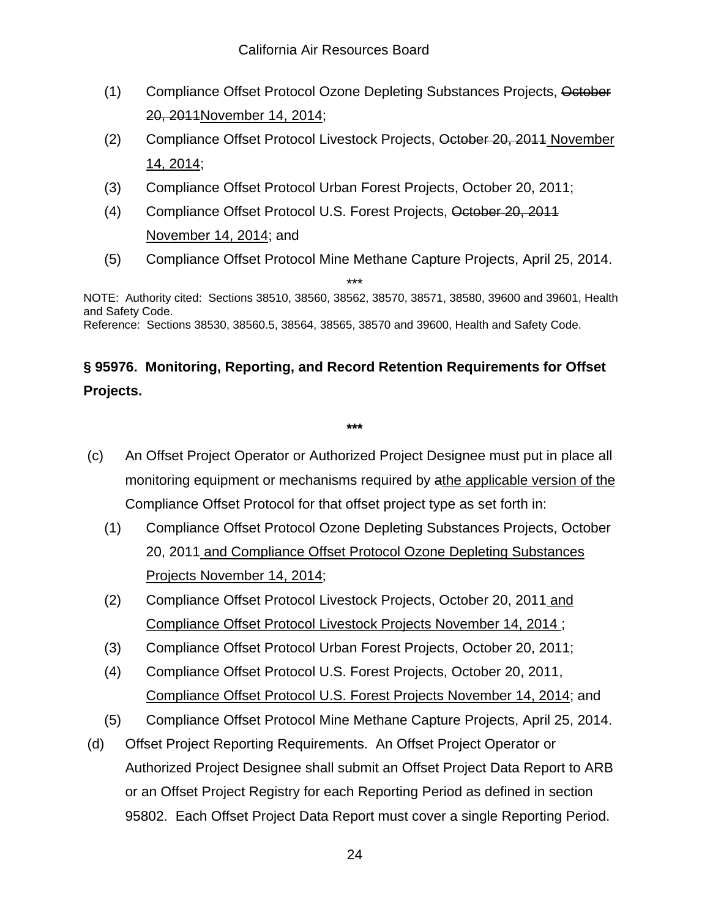(1) Compliance Offset Protocol Ozone Depleting Substances Projects, ~~October 20, 2011~~November 14, 2014;

(2) Compliance Offset Protocol Livestock Projects, ~~October 20, 2011~~ November 14, 2014;

(3) Compliance Offset Protocol Urban Forest Projects, October 20, 2011;

(4) Compliance Offset Protocol U.S. Forest Projects, ~~October 20, 2011~~ November 14, 2014; and

(5) Compliance Offset Protocol Mine Methane Capture Projects, April 25, 2014.

***

NOTE: Authority cited: Sections 38510, 38560, 38562, 38570, 38571, 38580, 39600 and 39601, Health and Safety Code.
Reference: Sections 38530, 38560.5, 38564, 38565, 38570 and 39600, Health and Safety Code.

**§ 95976. Monitoring, Reporting, and Record Retention Requirements for Offset Projects.**

***

(c) An Offset Project Operator or Authorized Project Designee must put in place all monitoring equipment or mechanisms required by ~~a~~the applicable version of the Compliance Offset Protocol for that offset project type as set forth in:

(1) Compliance Offset Protocol Ozone Depleting Substances Projects, October 20, 2011 and Compliance Offset Protocol Ozone Depleting Substances Projects November 14, 2014;

(2) Compliance Offset Protocol Livestock Projects, October 20, 2011 and Compliance Offset Protocol Livestock Projects November 14, 2014 ;

(3) Compliance Offset Protocol Urban Forest Projects, October 20, 2011;

(4) Compliance Offset Protocol U.S. Forest Projects, October 20, 2011, Compliance Offset Protocol U.S. Forest Projects November 14, 2014; and

(5) Compliance Offset Protocol Mine Methane Capture Projects, April 25, 2014.

(d) Offset Project Reporting Requirements. An Offset Project Operator or Authorized Project Designee shall submit an Offset Project Data Report to ARB or an Offset Project Registry for each Reporting Period as defined in section 95802. Each Offset Project Data Report must cover a single Reporting Period.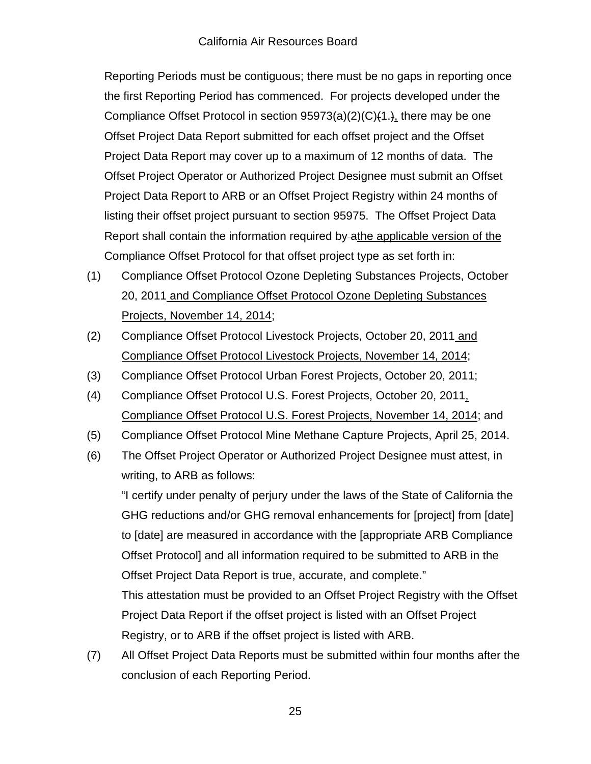Reporting Periods must be contiguous; there must be no gaps in reporting once the first Reporting Period has commenced. For projects developed under the Compliance Offset Protocol in section 95973(a)(2)(C)(1.), there may be one Offset Project Data Report submitted for each offset project and the Offset Project Data Report may cover up to a maximum of 12 months of data. The Offset Project Operator or Authorized Project Designee must submit an Offset Project Data Report to ARB or an Offset Project Registry within 24 months of listing their offset project pursuant to section 95975. The Offset Project Data Report shall contain the information required by athe applicable version of the Compliance Offset Protocol for that offset project type as set forth in:

(1) Compliance Offset Protocol Ozone Depleting Substances Projects, October 20, 2011 and Compliance Offset Protocol Ozone Depleting Substances Projects, November 14, 2014;

(2) Compliance Offset Protocol Livestock Projects, October 20, 2011 and Compliance Offset Protocol Livestock Projects, November 14, 2014;

(3) Compliance Offset Protocol Urban Forest Projects, October 20, 2011;

(4) Compliance Offset Protocol U.S. Forest Projects, October 20, 2011, Compliance Offset Protocol U.S. Forest Projects, November 14, 2014; and

(5) Compliance Offset Protocol Mine Methane Capture Projects, April 25, 2014.

(6) The Offset Project Operator or Authorized Project Designee must attest, in writing, to ARB as follows:

"I certify under penalty of perjury under the laws of the State of California the GHG reductions and/or GHG removal enhancements for [project] from [date] to [date] are measured in accordance with the [appropriate ARB Compliance Offset Protocol] and all information required to be submitted to ARB in the Offset Project Data Report is true, accurate, and complete."

This attestation must be provided to an Offset Project Registry with the Offset Project Data Report if the offset project is listed with an Offset Project Registry, or to ARB if the offset project is listed with ARB.

(7) All Offset Project Data Reports must be submitted within four months after the conclusion of each Reporting Period.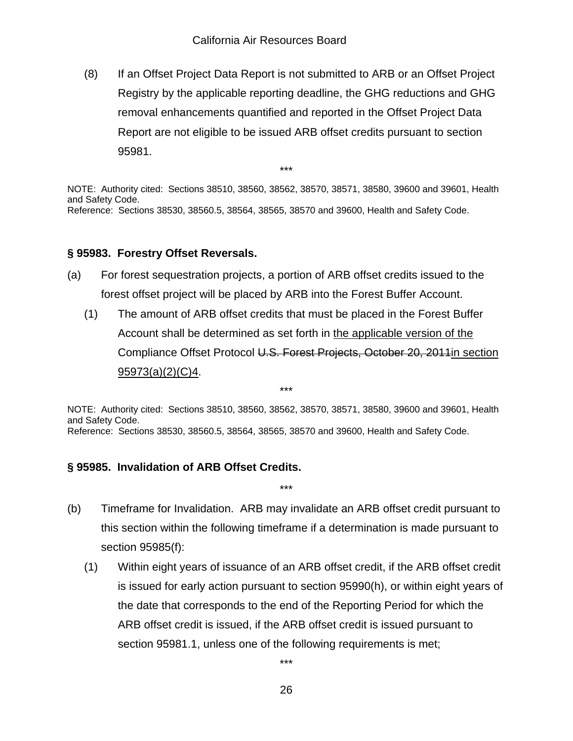(8) If an Offset Project Data Report is not submitted to ARB or an Offset Project Registry by the applicable reporting deadline, the GHG reductions and GHG removal enhancements quantified and reported in the Offset Project Data Report are not eligible to be issued ARB offset credits pursuant to section 95981.

\*\*\*

NOTE: Authority cited: Sections 38510, 38560, 38562, 38570, 38571, 38580, 39600 and 39601, Health and Safety Code.
Reference: Sections 38530, 38560.5, 38564, 38565, 38570 and 39600, Health and Safety Code.

**§ 95983. Forestry Offset Reversals.**

(a) For forest sequestration projects, a portion of ARB offset credits issued to the forest offset project will be placed by ARB into the Forest Buffer Account.

(1) The amount of ARB offset credits that must be placed in the Forest Buffer Account shall be determined as set forth in <u>the applicable version of the</u> Compliance Offset Protocol ~~U.S. Forest Projects, October 20, 2011~~<u>in section 95973(a)(2)(C)4</u>.

\*\*\*

NOTE: Authority cited: Sections 38510, 38560, 38562, 38570, 38571, 38580, 39600 and 39601, Health and Safety Code.
Reference: Sections 38530, 38560.5, 38564, 38565, 38570 and 39600, Health and Safety Code.

**§ 95985. Invalidation of ARB Offset Credits.**

\*\*\*

(b) Timeframe for Invalidation. ARB may invalidate an ARB offset credit pursuant to this section within the following timeframe if a determination is made pursuant to section 95985(f):

(1) Within eight years of issuance of an ARB offset credit, if the ARB offset credit is issued for early action pursuant to section 95990(h), or within eight years of the date that corresponds to the end of the Reporting Period for which the ARB offset credit is issued, if the ARB offset credit is issued pursuant to section 95981.1, unless one of the following requirements is met;

\*\*\*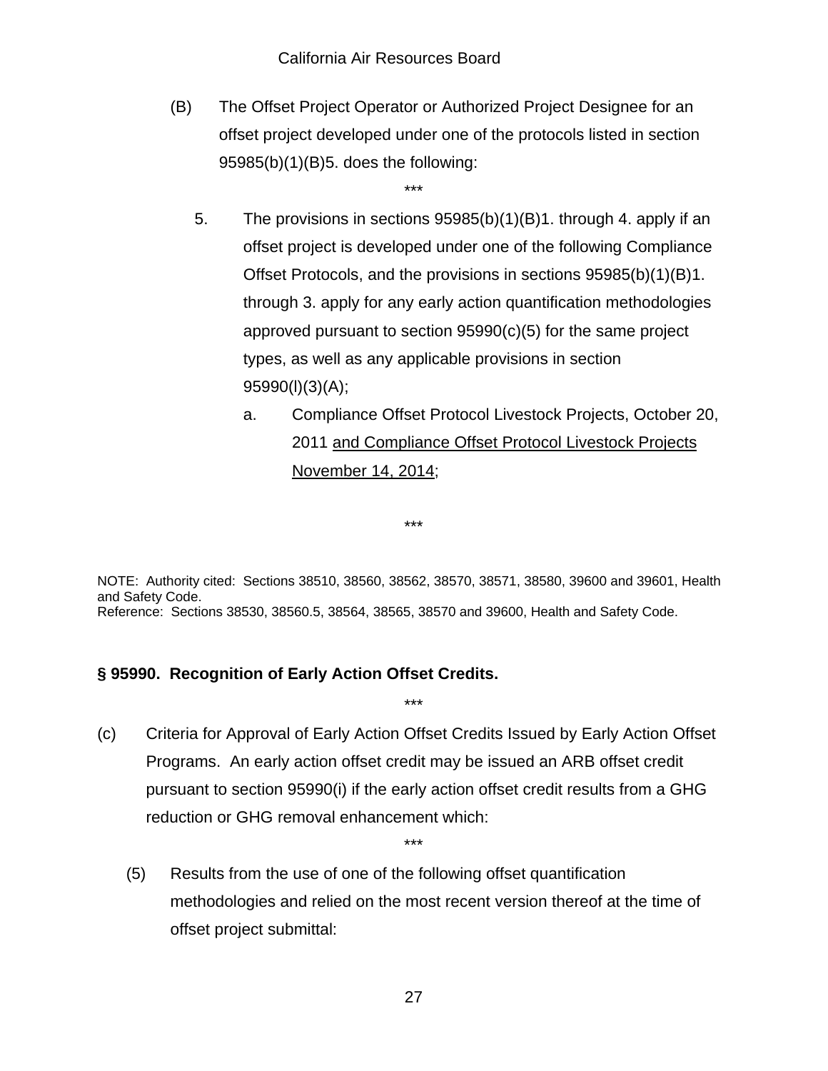(B) The Offset Project Operator or Authorized Project Designee for an offset project developed under one of the protocols listed in section 95985(b)(1)(B)5. does the following:

\*\*\*

5. The provisions in sections 95985(b)(1)(B)1. through 4. apply if an offset project is developed under one of the following Compliance Offset Protocols, and the provisions in sections 95985(b)(1)(B)1. through 3. apply for any early action quantification methodologies approved pursuant to section 95990(c)(5) for the same project types, as well as any applicable provisions in section 95990(l)(3)(A);

   a. Compliance Offset Protocol Livestock Projects, October 20, 2011 <u>and Compliance Offset Protocol Livestock Projects November 14, 2014</u>;

\*\*\*

NOTE: Authority cited: Sections 38510, 38560, 38562, 38570, 38571, 38580, 39600 and 39601, Health and Safety Code.
Reference: Sections 38530, 38560.5, 38564, 38565, 38570 and 39600, Health and Safety Code.

**§ 95990. Recognition of Early Action Offset Credits.**

\*\*\*

(c) Criteria for Approval of Early Action Offset Credits Issued by Early Action Offset Programs. An early action offset credit may be issued an ARB offset credit pursuant to section 95990(i) if the early action offset credit results from a GHG reduction or GHG removal enhancement which:

\*\*\*

(5) Results from the use of one of the following offset quantification methodologies and relied on the most recent version thereof at the time of offset project submittal: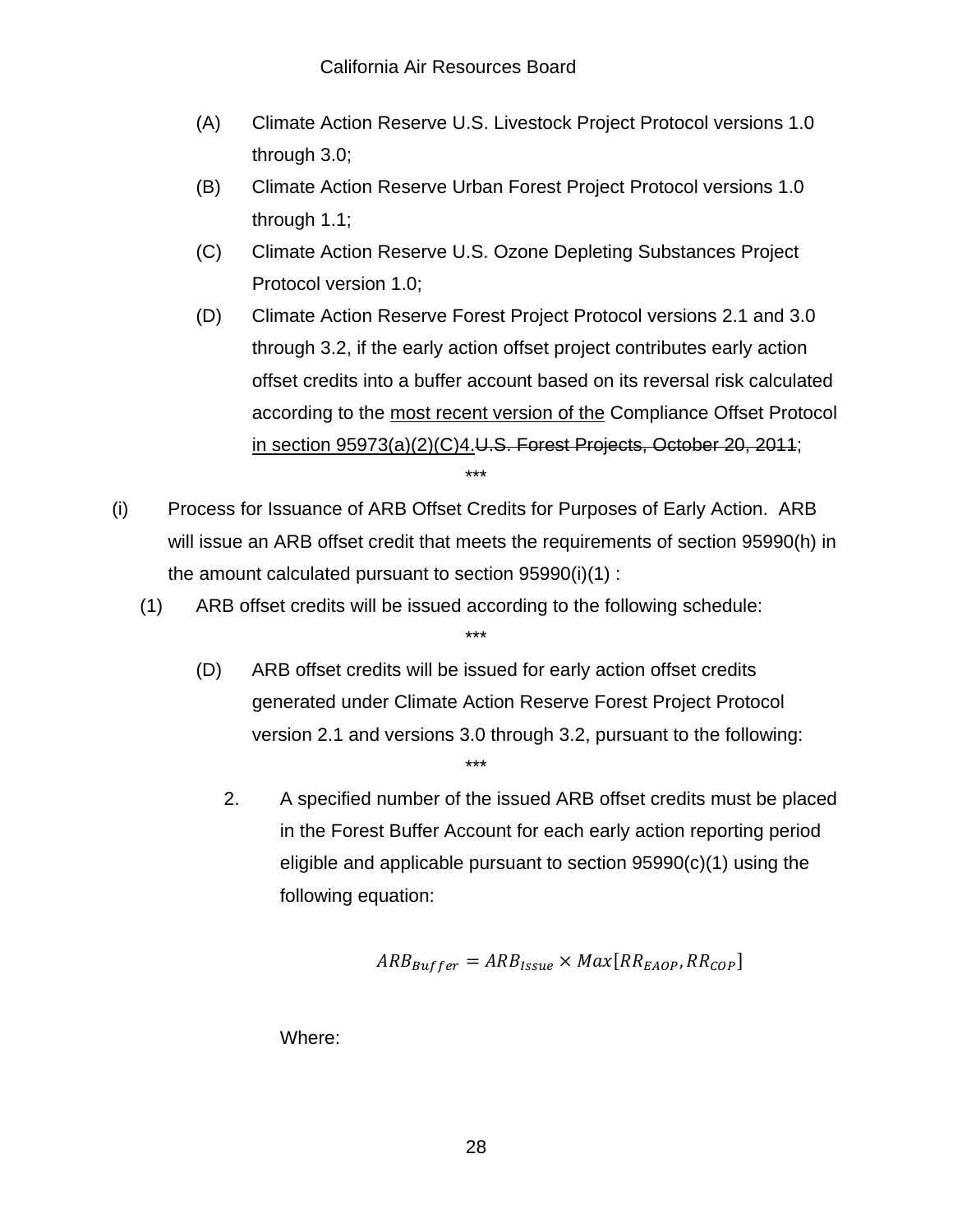(A) Climate Action Reserve U.S. Livestock Project Protocol versions 1.0 through 3.0;

(B) Climate Action Reserve Urban Forest Project Protocol versions 1.0 through 1.1;

(C) Climate Action Reserve U.S. Ozone Depleting Substances Project Protocol version 1.0;

(D) Climate Action Reserve Forest Project Protocol versions 2.1 and 3.0 through 3.2, if the early action offset project contributes early action offset credits into a buffer account based on its reversal risk calculated according to the <u>most recent version of the</u> Compliance Offset Protocol <u>in section 95973(a)(2)(C)4.</u>~~U.S. Forest Projects, October 20, 2011~~;

\*\*\*

(i) Process for Issuance of ARB Offset Credits for Purposes of Early Action. ARB will issue an ARB offset credit that meets the requirements of section 95990(h) in the amount calculated pursuant to section 95990(i)(1) :

(1) ARB offset credits will be issued according to the following schedule:

\*\*\*

(D) ARB offset credits will be issued for early action offset credits generated under Climate Action Reserve Forest Project Protocol version 2.1 and versions 3.0 through 3.2, pursuant to the following:

\*\*\*

2. A specified number of the issued ARB offset credits must be placed in the Forest Buffer Account for each early action reporting period eligible and applicable pursuant to section 95990(c)(1) using the following equation:

$$ARB_{Buffer} = ARB_{Issue} \times Max[RR_{EAOP}, RR_{COP}]$$

Where: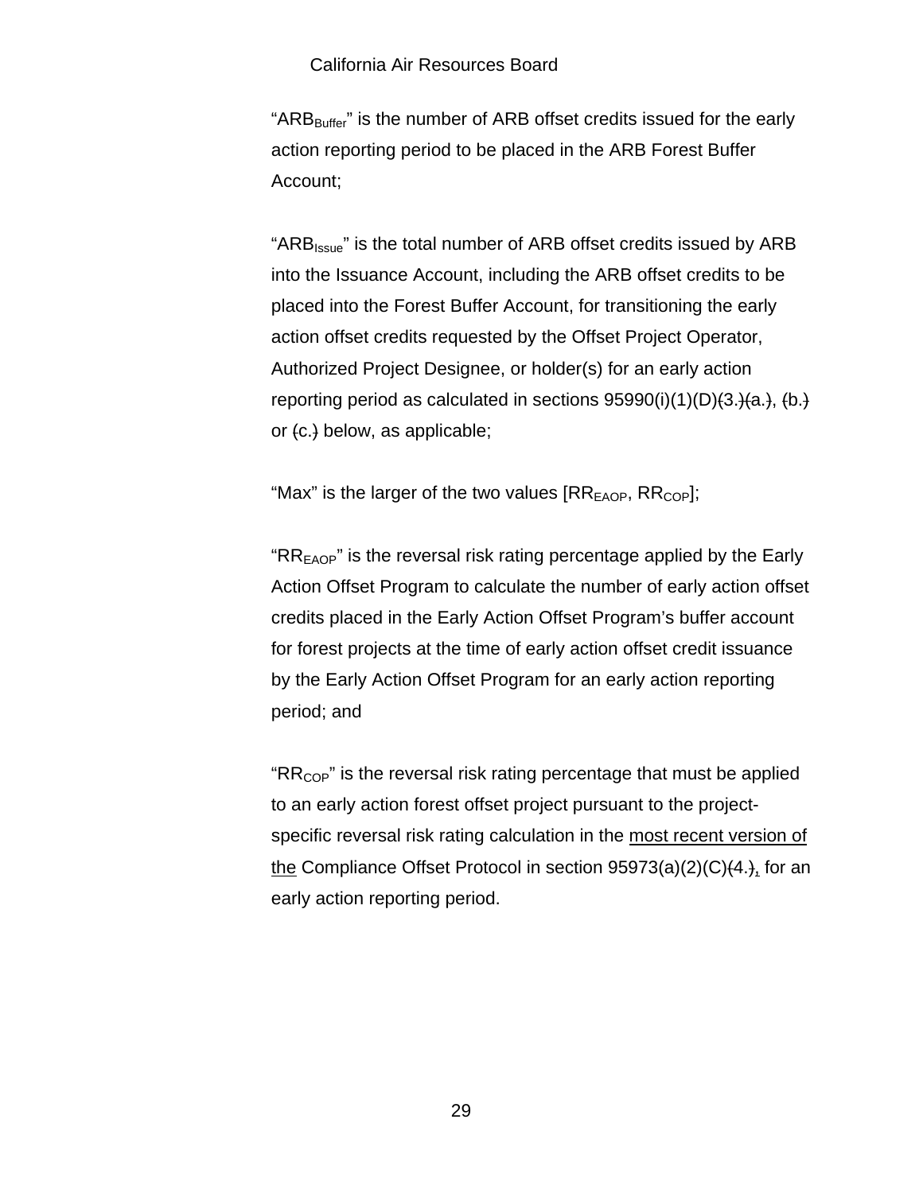"$ARB_{Buffer}$" is the number of ARB offset credits issued for the early action reporting period to be placed in the ARB Forest Buffer Account;

"$ARB_{Issue}$" is the total number of ARB offset credits issued by ARB into the Issuance Account, including the ARB offset credits to be placed into the Forest Buffer Account, for transitioning the early action offset credits requested by the Offset Project Operator, Authorized Project Designee, or holder(s) for an early action reporting period as calculated in sections 95990(i)(1)(D)~~(~~3.~~)(~~a.~~)~~, ~~(~~b.~~)~~ or ~~(~~c.~~)~~ below, as applicable;

"Max" is the larger of the two values [$RR_{EAOP}$, $RR_{COP}$];

"$RR_{EAOP}$" is the reversal risk rating percentage applied by the Early Action Offset Program to calculate the number of early action offset credits placed in the Early Action Offset Program's buffer account for forest projects at the time of early action offset credit issuance by the Early Action Offset Program for an early action reporting period; and

"$RR_{COP}$" is the reversal risk rating percentage that must be applied to an early action forest offset project pursuant to the project-specific reversal risk rating calculation in the <u>most recent version of the</u> Compliance Offset Protocol in section 95973(a)(2)(C)~~(~~4.~~)~~~~,~~ for an early action reporting period.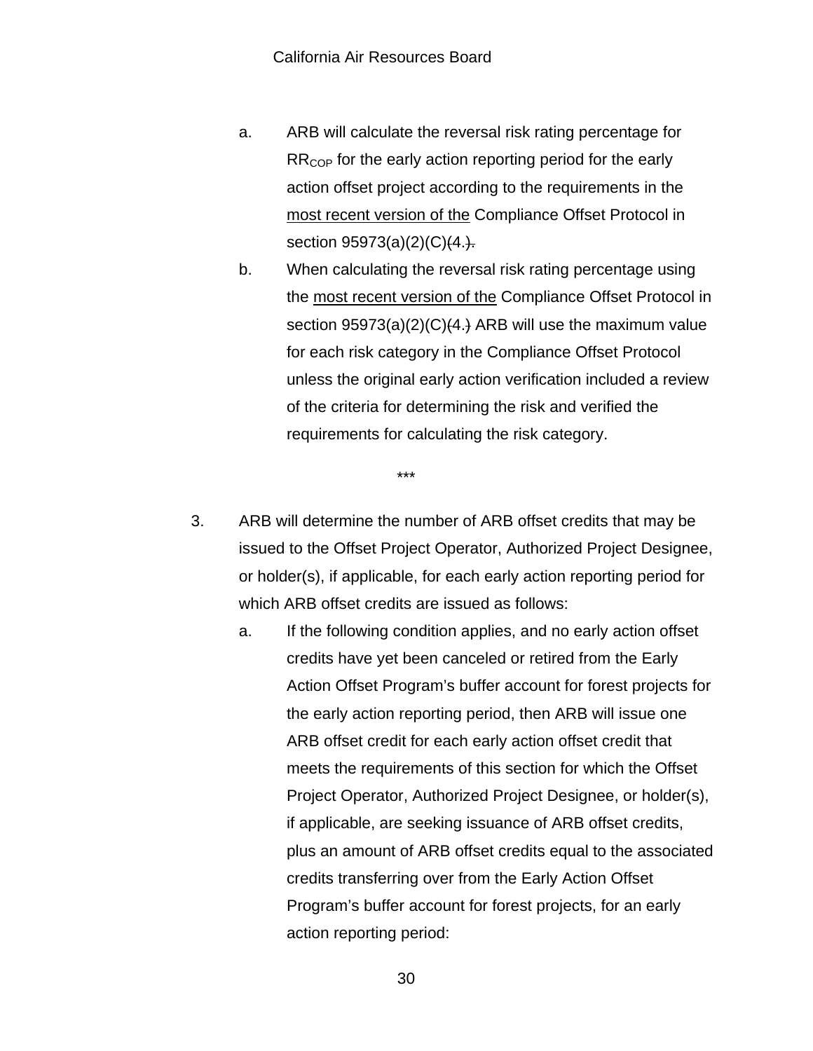a. ARB will calculate the reversal risk rating percentage for $RR_{COP}$ for the early action reporting period for the early action offset project according to the requirements in the <u>most recent version of the</u> Compliance Offset Protocol in section 95973(a)(2)(C)~~(4.).~~

b. When calculating the reversal risk rating percentage using the <u>most recent version of the</u> Compliance Offset Protocol in section 95973(a)(2)(C)~~(4.)~~ ARB will use the maximum value for each risk category in the Compliance Offset Protocol unless the original early action verification included a review of the criteria for determining the risk and verified the requirements for calculating the risk category.

***

3. ARB will determine the number of ARB offset credits that may be issued to the Offset Project Operator, Authorized Project Designee, or holder(s), if applicable, for each early action reporting period for which ARB offset credits are issued as follows:

   a. If the following condition applies, and no early action offset credits have yet been canceled or retired from the Early Action Offset Program's buffer account for forest projects for the early action reporting period, then ARB will issue one ARB offset credit for each early action offset credit that meets the requirements of this section for which the Offset Project Operator, Authorized Project Designee, or holder(s), if applicable, are seeking issuance of ARB offset credits, plus an amount of ARB offset credits equal to the associated credits transferring over from the Early Action Offset Program's buffer account for forest projects, for an early action reporting period: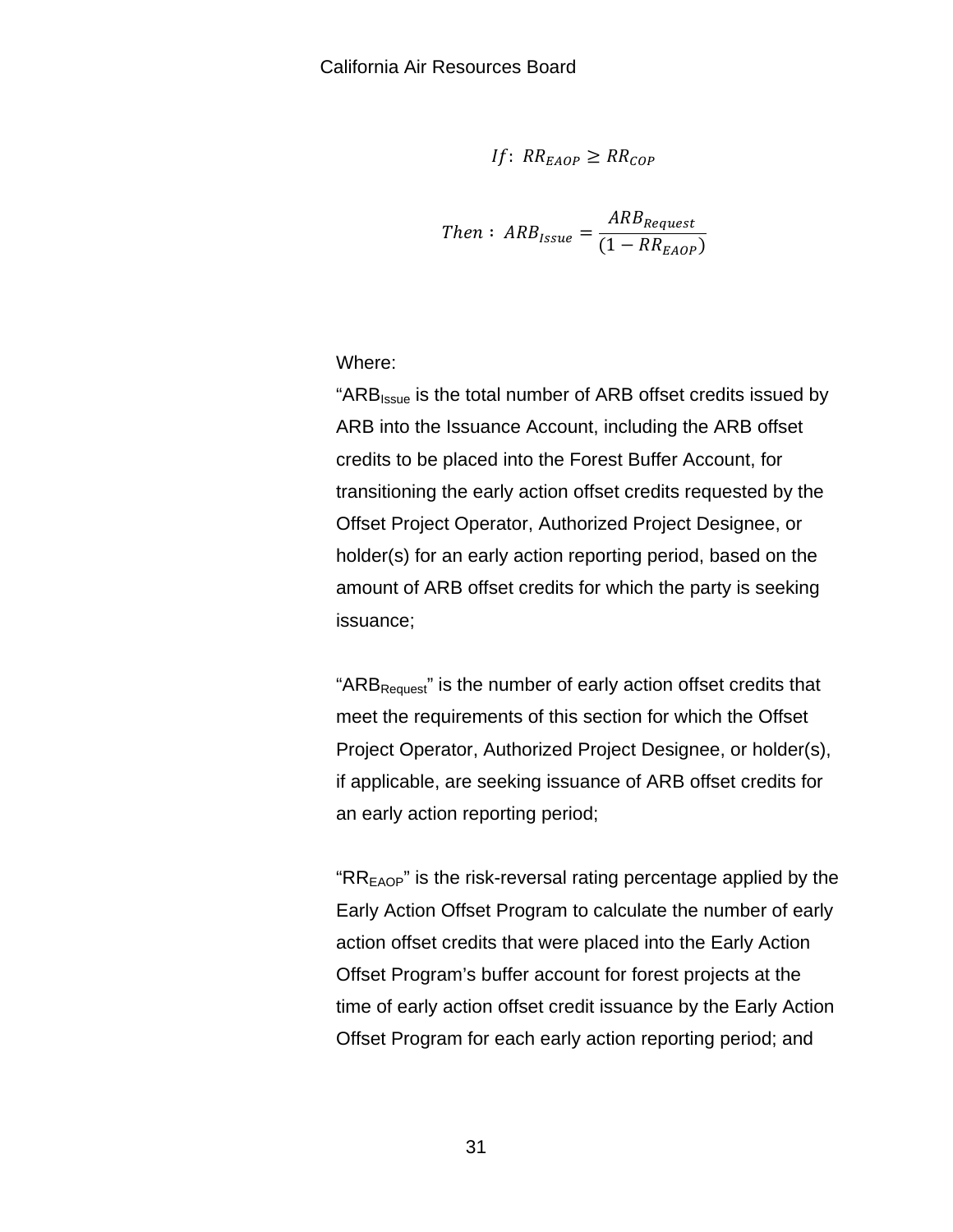$$If: \; RR_{EAOP} \geq RR_{COP}$$

$$Then: \; ARB_{Issue} = \frac{ARB_{Request}}{(1 - RR_{EAOP})}$$

Where:

"$ARB_{Issue}$ is the total number of ARB offset credits issued by ARB into the Issuance Account, including the ARB offset credits to be placed into the Forest Buffer Account, for transitioning the early action offset credits requested by the Offset Project Operator, Authorized Project Designee, or holder(s) for an early action reporting period, based on the amount of ARB offset credits for which the party is seeking issuance;

"$ARB_{Request}$" is the number of early action offset credits that meet the requirements of this section for which the Offset Project Operator, Authorized Project Designee, or holder(s), if applicable, are seeking issuance of ARB offset credits for an early action reporting period;

"$RR_{EAOP}$" is the risk-reversal rating percentage applied by the Early Action Offset Program to calculate the number of early action offset credits that were placed into the Early Action Offset Program's buffer account for forest projects at the time of early action offset credit issuance by the Early Action Offset Program for each early action reporting period; and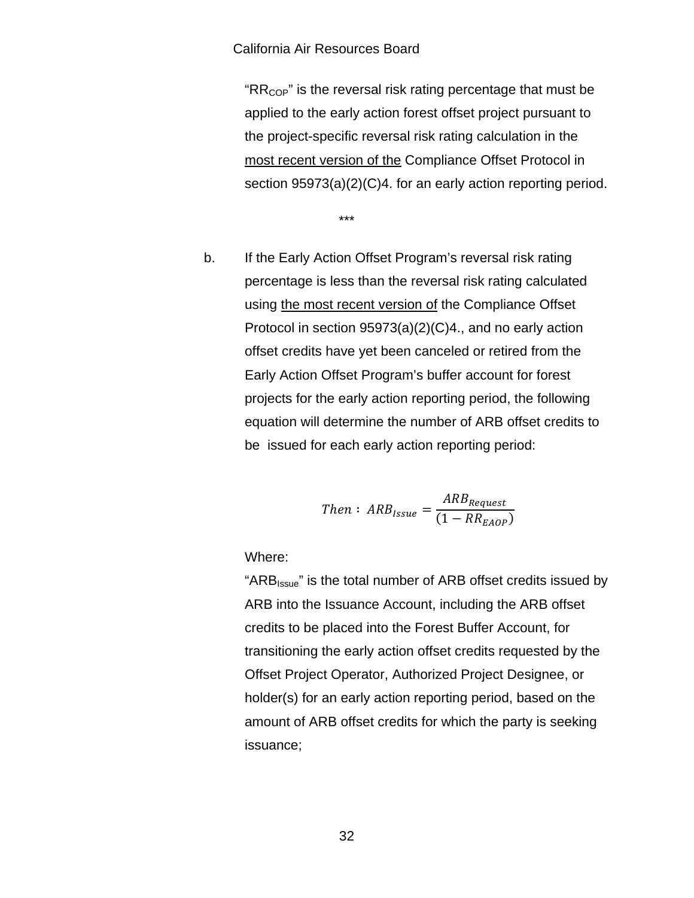"$RR_{COP}$" is the reversal risk rating percentage that must be applied to the early action forest offset project pursuant to the project-specific reversal risk rating calculation in the <u>most recent version of the</u> Compliance Offset Protocol in section 95973(a)(2)(C)4. for an early action reporting period.

***

b. If the Early Action Offset Program's reversal risk rating percentage is less than the reversal risk rating calculated using <u>the most recent version of</u> the Compliance Offset Protocol in section 95973(a)(2)(C)4., and no early action offset credits have yet been canceled or retired from the Early Action Offset Program's buffer account for forest projects for the early action reporting period, the following equation will determine the number of ARB offset credits to be issued for each early action reporting period:

$$Then: \ ARB_{Issue} = \frac{ARB_{Request}}{(1 - RR_{EAOP})}$$

Where:

"$ARB_{Issue}$" is the total number of ARB offset credits issued by ARB into the Issuance Account, including the ARB offset credits to be placed into the Forest Buffer Account, for transitioning the early action offset credits requested by the Offset Project Operator, Authorized Project Designee, or holder(s) for an early action reporting period, based on the amount of ARB offset credits for which the party is seeking issuance;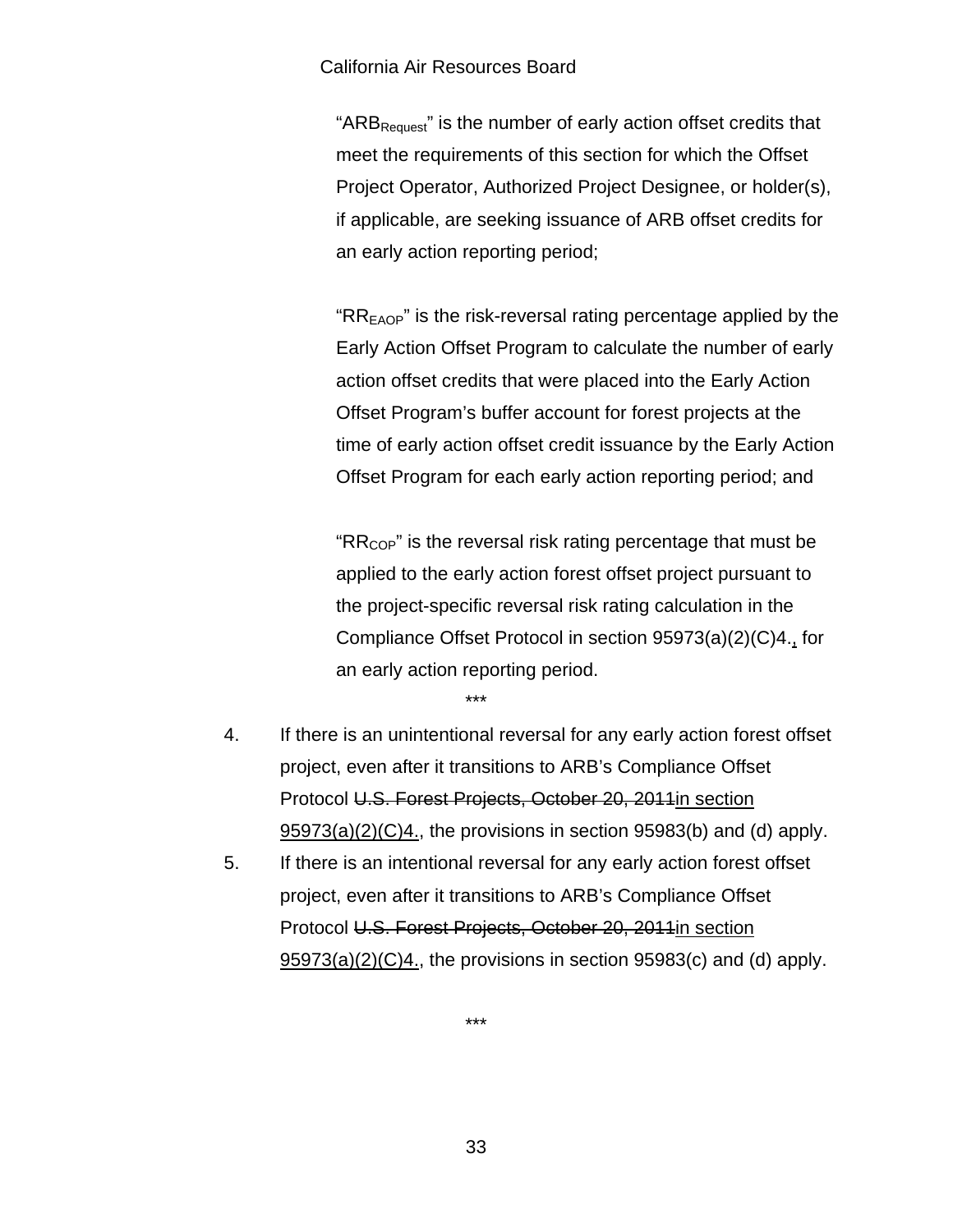"$ARB_{Request}$" is the number of early action offset credits that meet the requirements of this section for which the Offset Project Operator, Authorized Project Designee, or holder(s), if applicable, are seeking issuance of ARB offset credits for an early action reporting period;

"$RR_{EAOP}$" is the risk-reversal rating percentage applied by the Early Action Offset Program to calculate the number of early action offset credits that were placed into the Early Action Offset Program's buffer account for forest projects at the time of early action offset credit issuance by the Early Action Offset Program for each early action reporting period; and

"$RR_{COP}$" is the reversal risk rating percentage that must be applied to the early action forest offset project pursuant to the project-specific reversal risk rating calculation in the Compliance Offset Protocol in section 95973(a)(2)(C)4.<u>,</u> for an early action reporting period.

\*\*\*

4. If there is an unintentional reversal for any early action forest offset project, even after it transitions to ARB's Compliance Offset Protocol ~~U.S. Forest Projects, October 20, 2011~~<u>in section 95973(a)(2)(C)4.</u>, the provisions in section 95983(b) and (d) apply.
5. If there is an intentional reversal for any early action forest offset project, even after it transitions to ARB's Compliance Offset Protocol ~~U.S. Forest Projects, October 20, 2011~~<u>in section 95973(a)(2)(C)4.</u>, the provisions in section 95983(c) and (d) apply.

\*\*\*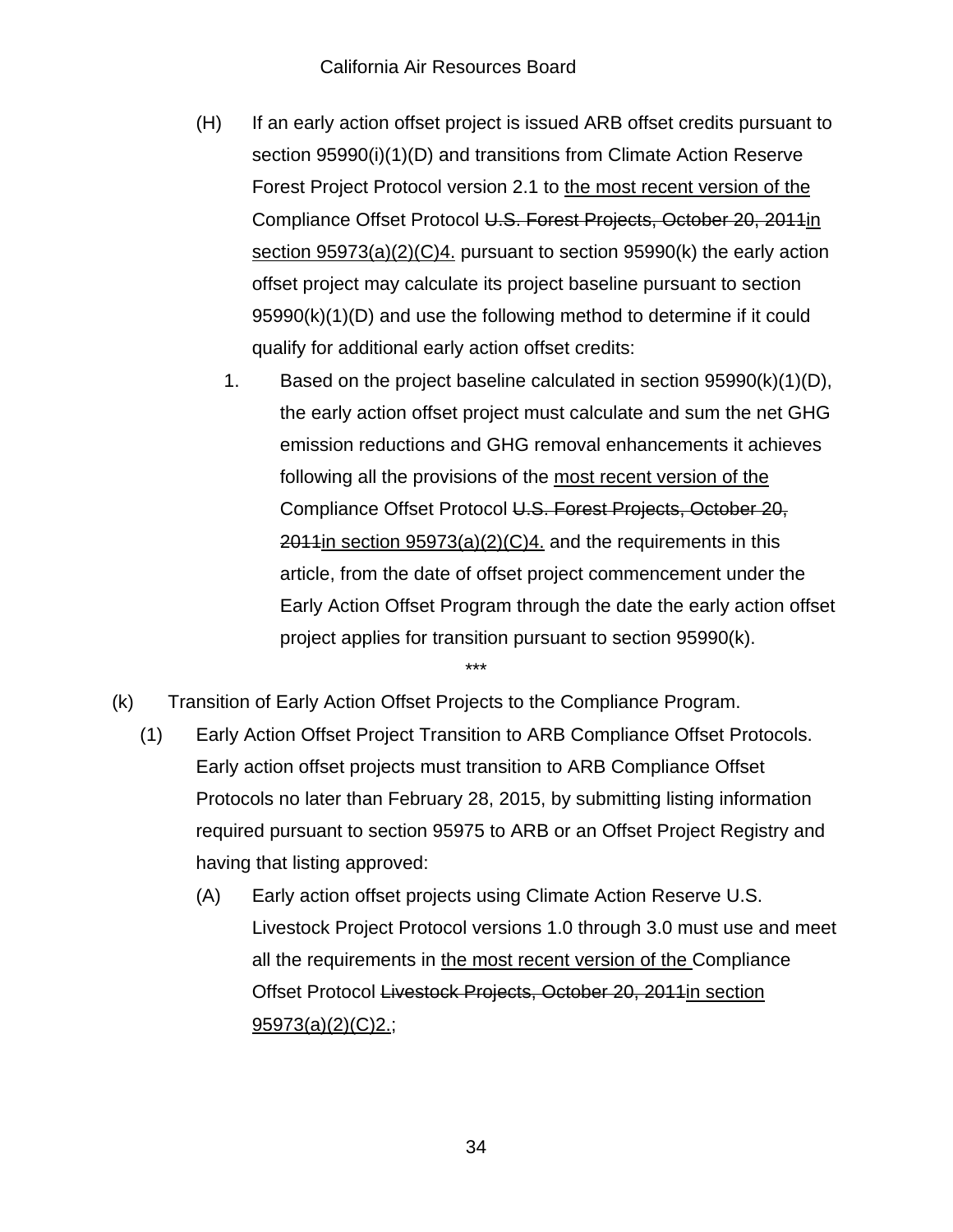(H) If an early action offset project is issued ARB offset credits pursuant to section 95990(i)(1)(D) and transitions from Climate Action Reserve Forest Project Protocol version 2.1 to <u>the most recent version of the</u> Compliance Offset Protocol ~~U.S. Forest Projects, October 20, 2011~~<u>in section 95973(a)(2)(C)4.</u> pursuant to section 95990(k) the early action offset project may calculate its project baseline pursuant to section 95990(k)(1)(D) and use the following method to determine if it could qualify for additional early action offset credits:

1. Based on the project baseline calculated in section 95990(k)(1)(D), the early action offset project must calculate and sum the net GHG emission reductions and GHG removal enhancements it achieves following all the provisions of the <u>most recent version of the</u> Compliance Offset Protocol ~~U.S. Forest Projects, October 20, 2011~~<u>in section 95973(a)(2)(C)4.</u> and the requirements in this article, from the date of offset project commencement under the Early Action Offset Program through the date the early action offset project applies for transition pursuant to section 95990(k).

***

(k) Transition of Early Action Offset Projects to the Compliance Program.

(1) Early Action Offset Project Transition to ARB Compliance Offset Protocols. Early action offset projects must transition to ARB Compliance Offset Protocols no later than February 28, 2015, by submitting listing information required pursuant to section 95975 to ARB or an Offset Project Registry and having that listing approved:

(A) Early action offset projects using Climate Action Reserve U.S. Livestock Project Protocol versions 1.0 through 3.0 must use and meet all the requirements in <u>the most recent version of the</u> Compliance Offset Protocol ~~Livestock Projects, October 20, 2011~~<u>in section 95973(a)(2)(C)2.</u>;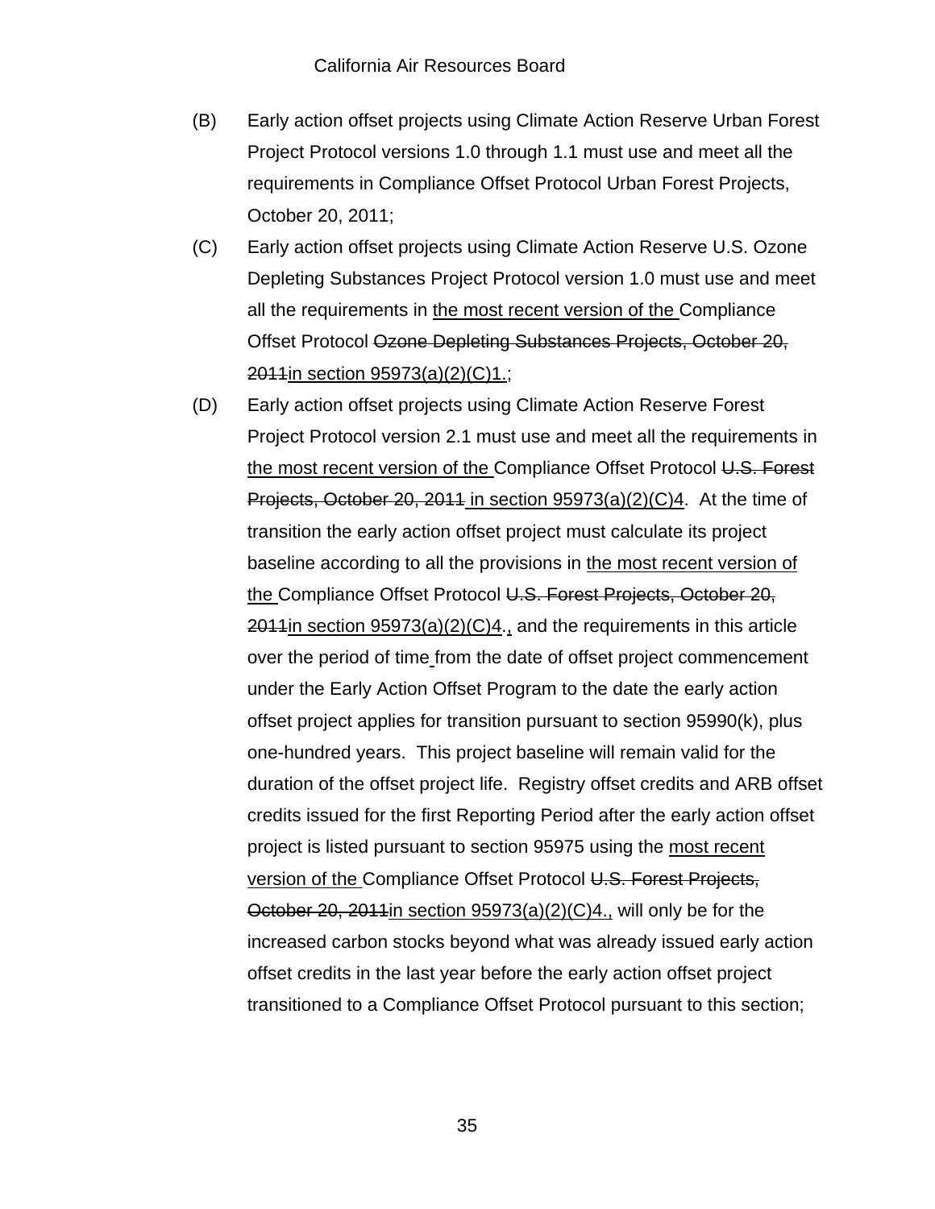(B) Early action offset projects using Climate Action Reserve Urban Forest Project Protocol versions 1.0 through 1.1 must use and meet all the requirements in Compliance Offset Protocol Urban Forest Projects, October 20, 2011;

(C) Early action offset projects using Climate Action Reserve U.S. Ozone Depleting Substances Project Protocol version 1.0 must use and meet all the requirements in <u>the most recent version of the </u>Compliance Offset Protocol ~~Ozone Depleting Substances Projects, October 20, 2011~~<u>in section 95973(a)(2)(C)1.</u>;

(D) Early action offset projects using Climate Action Reserve Forest Project Protocol version 2.1 must use and meet all the requirements in <u>the most recent version of the </u>Compliance Offset Protocol ~~U.S. Forest Projects, October 20, 2011~~ <u>in section 95973(a)(2)(C)4</u>. At the time of transition the early action offset project must calculate its project baseline according to all the provisions in <u>the most recent version of the </u>Compliance Offset Protocol ~~U.S. Forest Projects, October 20, 2011~~<u>in section 95973(a)(2)(C)4.,</u> and the requirements in this article over the period of time from the date of offset project commencement under the Early Action Offset Program to the date the early action offset project applies for transition pursuant to section 95990(k), plus one-hundred years. This project baseline will remain valid for the duration of the offset project life. Registry offset credits and ARB offset credits issued for the first Reporting Period after the early action offset project is listed pursuant to section 95975 using the <u>most recent version of the </u>Compliance Offset Protocol ~~U.S. Forest Projects, October 20, 2011~~<u>in section 95973(a)(2)(C)4.,</u> will only be for the increased carbon stocks beyond what was already issued early action offset credits in the last year before the early action offset project transitioned to a Compliance Offset Protocol pursuant to this section;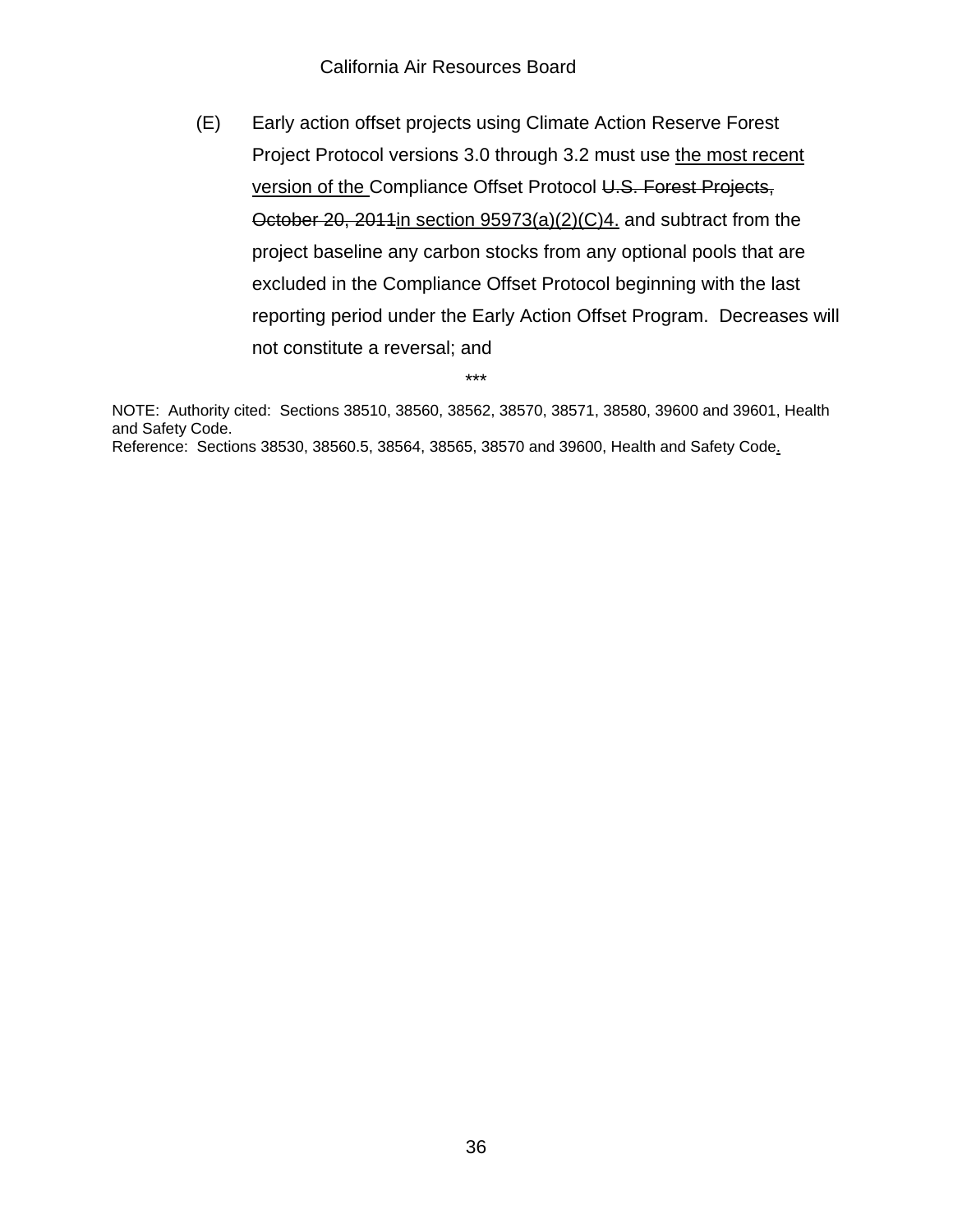(E) Early action offset projects using Climate Action Reserve Forest Project Protocol versions 3.0 through 3.2 must use <u>the most recent version of the </u>Compliance Offset Protocol ~~U.S. Forest Projects, October 20, 2011~~<u>in section 95973(a)(2)(C)4.</u> and subtract from the project baseline any carbon stocks from any optional pools that are excluded in the Compliance Offset Protocol beginning with the last reporting period under the Early Action Offset Program. Decreases will not constitute a reversal; and

***

NOTE: Authority cited: Sections 38510, 38560, 38562, 38570, 38571, 38580, 39600 and 39601, Health and Safety Code.
Reference: Sections 38530, 38560.5, 38564, 38565, 38570 and 39600, Health and Safety Code<u>.</u>